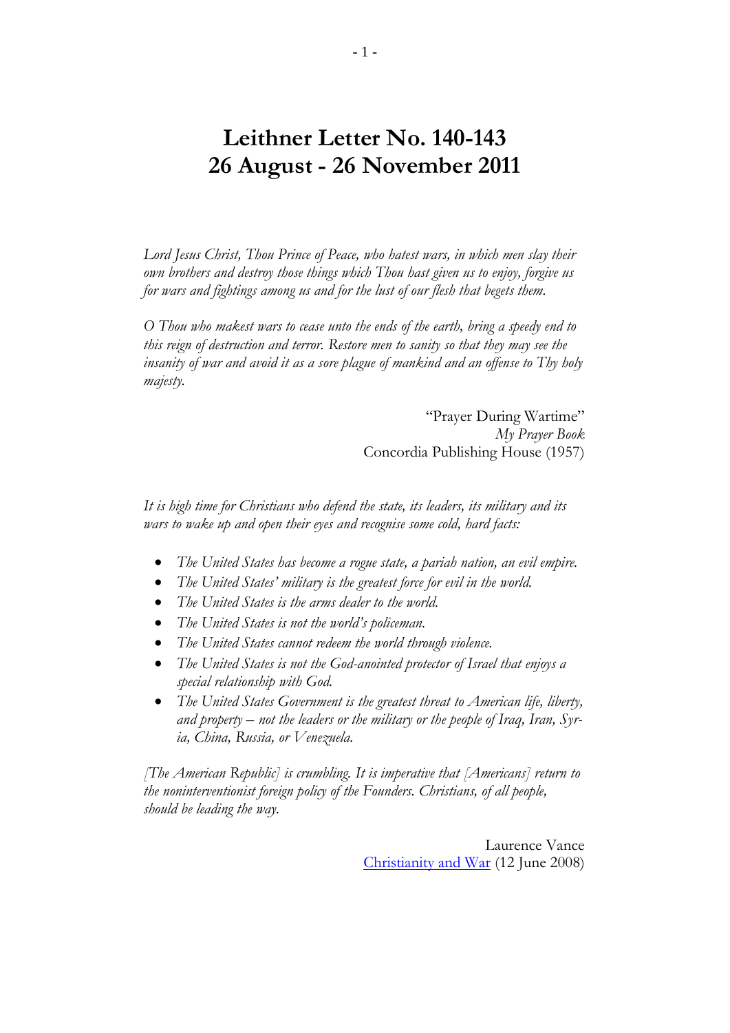# Leithner Letter No. 140-143
# 26 August - 26 November 2011

*Lord Jesus Christ, Thou Prince of Peace, who hatest wars, in which men slay their own brothers and destroy those things which Thou hast given us to enjoy, forgive us for wars and fightings among us and for the lust of our flesh that begets them.*

*O Thou who makest wars to cease unto the ends of the earth, bring a speedy end to this reign of destruction and terror. Restore men to sanity so that they may see the insanity of war and avoid it as a sore plague of mankind and an offense to Thy holy majesty.*

"Prayer During Wartime"
*My Prayer Book*
Concordia Publishing House (1957)

*It is high time for Christians who defend the state, its leaders, its military and its wars to wake up and open their eyes and recognise some cold, hard facts:*

- *The United States has become a rogue state, a pariah nation, an evil empire.*
- *The United States' military is the greatest force for evil in the world.*
- *The United States is the arms dealer to the world.*
- *The United States is not the world's policeman.*
- *The United States cannot redeem the world through violence.*
- *The United States is not the God-anointed protector of Israel that enjoys a special relationship with God.*
- *The United States Government is the greatest threat to American life, liberty, and property – not the leaders or the military or the people of Iraq, Iran, Syria, China, Russia, or Venezuela.*

*[The American Republic] is crumbling. It is imperative that [Americans] return to the noninterventionist foreign policy of the Founders. Christians, of all people, should be leading the way.*

Laurence Vance
Christianity and War (12 June 2008)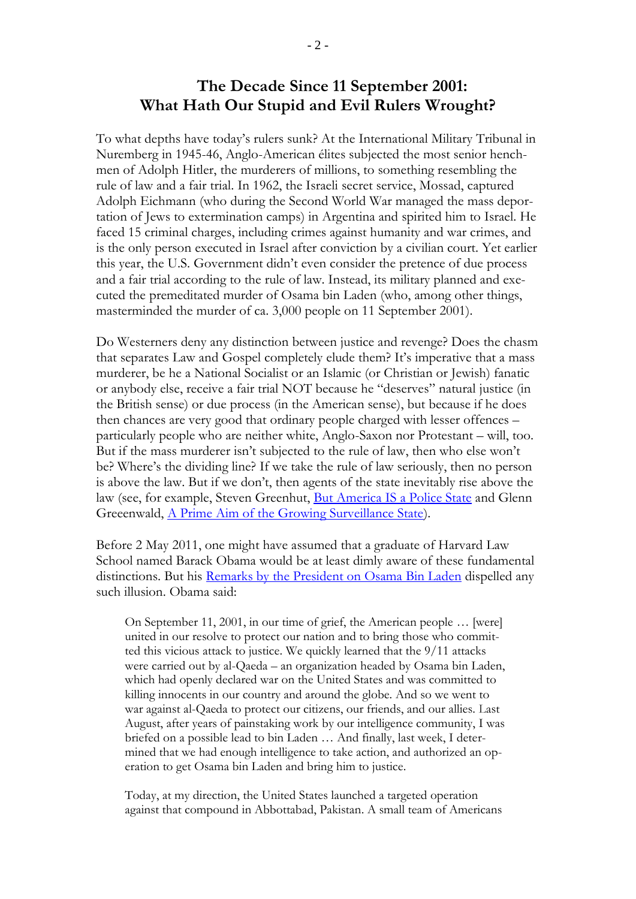## The Decade Since 11 September 2001: What Hath Our Stupid and Evil Rulers Wrought?

To what depths have today's rulers sunk? At the International Military Tribunal in Nuremberg in 1945-46, Anglo-American élites subjected the most senior henchmen of Adolph Hitler, the murderers of millions, to something resembling the rule of law and a fair trial. In 1962, the Israeli secret service, Mossad, captured Adolph Eichmann (who during the Second World War managed the mass deportation of Jews to extermination camps) in Argentina and spirited him to Israel. He faced 15 criminal charges, including crimes against humanity and war crimes, and is the only person executed in Israel after conviction by a civilian court. Yet earlier this year, the U.S. Government didn't even consider the pretence of due process and a fair trial according to the rule of law. Instead, its military planned and executed the premeditated murder of Osama bin Laden (who, among other things, masterminded the murder of ca. 3,000 people on 11 September 2001).

Do Westerners deny any distinction between justice and revenge? Does the chasm that separates Law and Gospel completely elude them? It's imperative that a mass murderer, be he a National Socialist or an Islamic (or Christian or Jewish) fanatic or anybody else, receive a fair trial NOT because he "deserves" natural justice (in the British sense) or due process (in the American sense), but because if he does then chances are very good that ordinary people charged with lesser offences – particularly people who are neither white, Anglo-Saxon nor Protestant – will, too. But if the mass murderer isn't subjected to the rule of law, then who else won't be? Where's the dividing line? If we take the rule of law seriously, then no person is above the law. But if we don't, then agents of the state inevitably rise above the law (see, for example, Steven Greenhut, But America IS a Police State and Glenn Greeenwald, A Prime Aim of the Growing Surveillance State).

Before 2 May 2011, one might have assumed that a graduate of Harvard Law School named Barack Obama would be at least dimly aware of these fundamental distinctions. But his Remarks by the President on Osama Bin Laden dispelled any such illusion. Obama said:

> On September 11, 2001, in our time of grief, the American people … [were] united in our resolve to protect our nation and to bring those who committed this vicious attack to justice. We quickly learned that the 9/11 attacks were carried out by al-Qaeda – an organization headed by Osama bin Laden, which had openly declared war on the United States and was committed to killing innocents in our country and around the globe. And so we went to war against al-Qaeda to protect our citizens, our friends, and our allies. Last August, after years of painstaking work by our intelligence community, I was briefed on a possible lead to bin Laden … And finally, last week, I determined that we had enough intelligence to take action, and authorized an operation to get Osama bin Laden and bring him to justice.
>
> Today, at my direction, the United States launched a targeted operation against that compound in Abbottabad, Pakistan. A small team of Americans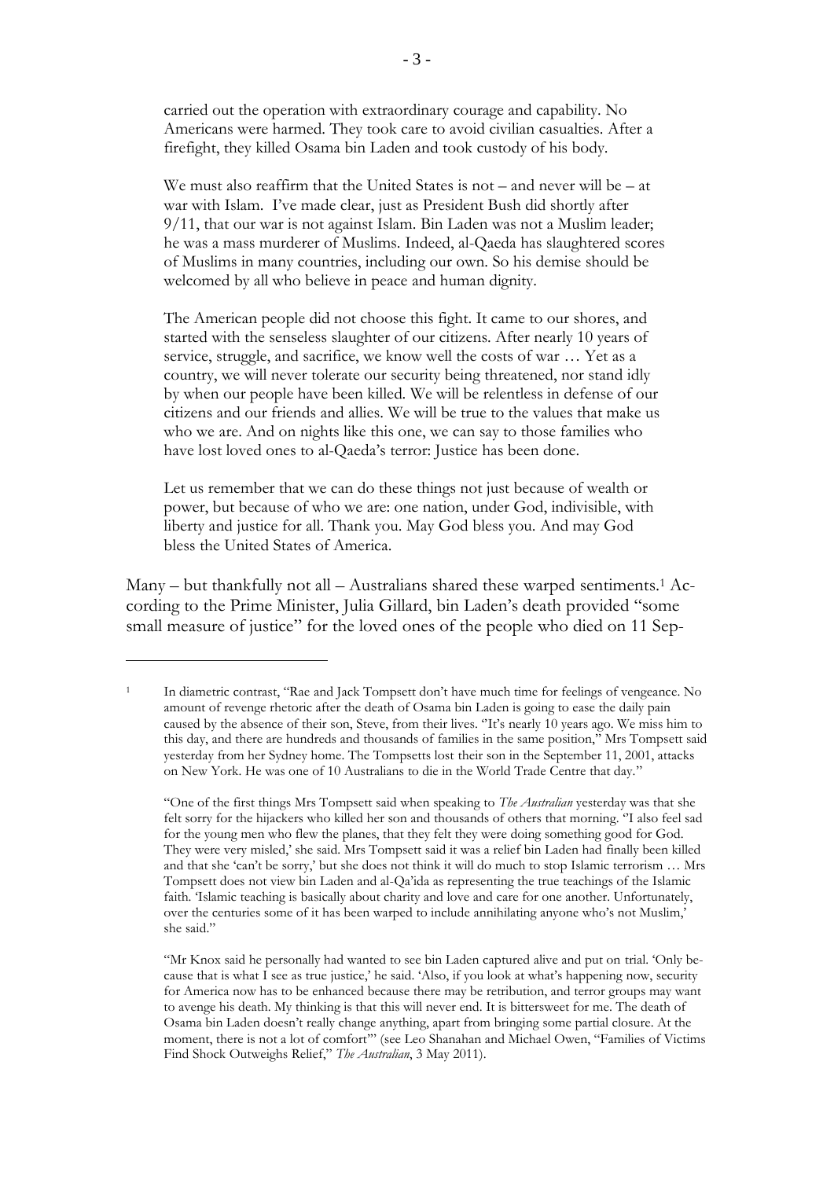> carried out the operation with extraordinary courage and capability. No Americans were harmed. They took care to avoid civilian casualties. After a firefight, they killed Osama bin Laden and took custody of his body.
>
> We must also reaffirm that the United States is not – and never will be – at war with Islam. I've made clear, just as President Bush did shortly after 9/11, that our war is not against Islam. Bin Laden was not a Muslim leader; he was a mass murderer of Muslims. Indeed, al-Qaeda has slaughtered scores of Muslims in many countries, including our own. So his demise should be welcomed by all who believe in peace and human dignity.
>
> The American people did not choose this fight. It came to our shores, and started with the senseless slaughter of our citizens. After nearly 10 years of service, struggle, and sacrifice, we know well the costs of war … Yet as a country, we will never tolerate our security being threatened, nor stand idly by when our people have been killed. We will be relentless in defense of our citizens and our friends and allies. We will be true to the values that make us who we are. And on nights like this one, we can say to those families who have lost loved ones to al-Qaeda's terror: Justice has been done.
>
> Let us remember that we can do these things not just because of wealth or power, but because of who we are: one nation, under God, indivisible, with liberty and justice for all. Thank you. May God bless you. And may God bless the United States of America.

Many – but thankfully not all – Australians shared these warped sentiments.[1] According to the Prime Minister, Julia Gillard, bin Laden's death provided "some small measure of justice" for the loved ones of the people who died on 11 Sep-

---

[1] In diametric contrast, "Rae and Jack Tompsett don't have much time for feelings of vengeance. No amount of revenge rhetoric after the death of Osama bin Laden is going to ease the daily pain caused by the absence of their son, Steve, from their lives. "It's nearly 10 years ago. We miss him to this day, and there are hundreds and thousands of families in the same position," Mrs Tompsett said yesterday from her Sydney home. The Tompsetts lost their son in the September 11, 2001, attacks on New York. He was one of 10 Australians to die in the World Trade Centre that day."

"One of the first things Mrs Tompsett said when speaking to *The Australian* yesterday was that she felt sorry for the hijackers who killed her son and thousands of others that morning. "I also feel sad for the young men who flew the planes, that they felt they were doing something good for God. They were very misled,' she said. Mrs Tompsett said it was a relief bin Laden had finally been killed and that she 'can't be sorry,' but she does not think it will do much to stop Islamic terrorism … Mrs Tompsett does not view bin Laden and al-Qa'ida as representing the true teachings of the Islamic faith. 'Islamic teaching is basically about charity and love and care for one another. Unfortunately, over the centuries some of it has been warped to include annihilating anyone who's not Muslim,' she said."

"Mr Knox said he personally had wanted to see bin Laden captured alive and put on trial. 'Only because that is what I see as true justice,' he said. 'Also, if you look at what's happening now, security for America now has to be enhanced because there may be retribution, and terror groups may want to avenge his death. My thinking is that this will never end. It is bittersweet for me. The death of Osama bin Laden doesn't really change anything, apart from bringing some partial closure. At the moment, there is not a lot of comfort'" (see Leo Shanahan and Michael Owen, "Families of Victims Find Shock Outweighs Relief," *The Australian*, 3 May 2011).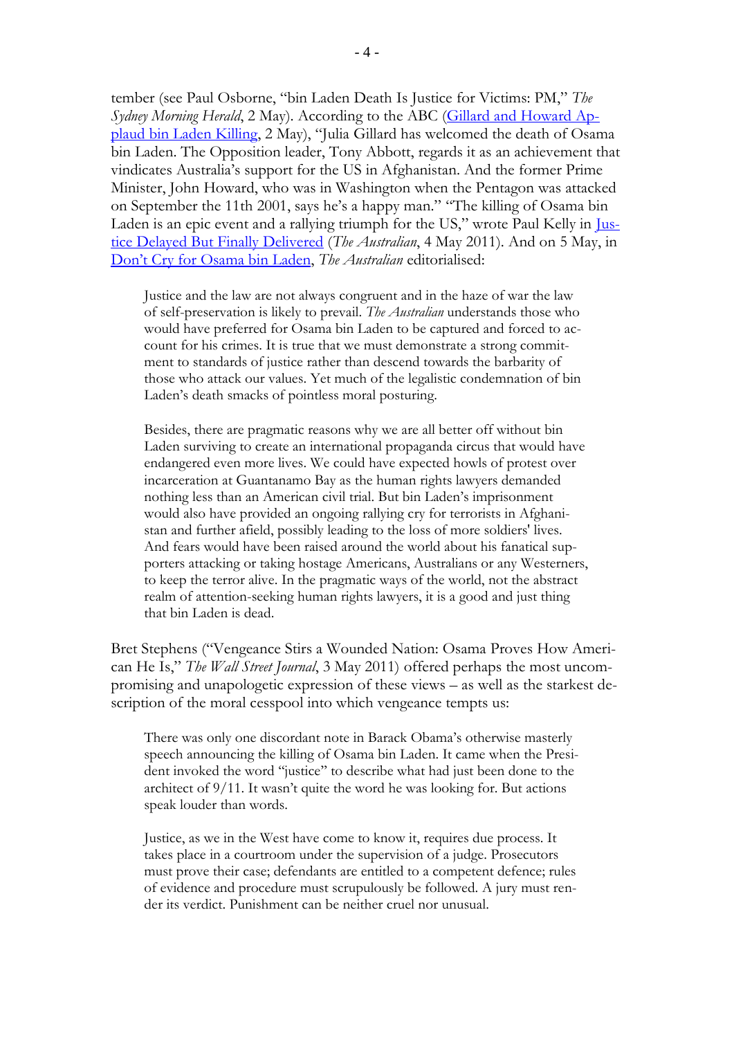tember (see Paul Osborne, "bin Laden Death Is Justice for Victims: PM," *The Sydney Morning Herald*, 2 May). According to the ABC (Gillard and Howard Applaud bin Laden Killing, 2 May), "Julia Gillard has welcomed the death of Osama bin Laden. The Opposition leader, Tony Abbott, regards it as an achievement that vindicates Australia's support for the US in Afghanistan. And the former Prime Minister, John Howard, who was in Washington when the Pentagon was attacked on September the 11th 2001, says he's a happy man." "The killing of Osama bin Laden is an epic event and a rallying triumph for the US," wrote Paul Kelly in Justice Delayed But Finally Delivered (*The Australian*, 4 May 2011). And on 5 May, in Don't Cry for Osama bin Laden, *The Australian* editorialised:

> Justice and the law are not always congruent and in the haze of war the law of self-preservation is likely to prevail. *The Australian* understands those who would have preferred for Osama bin Laden to be captured and forced to account for his crimes. It is true that we must demonstrate a strong commitment to standards of justice rather than descend towards the barbarity of those who attack our values. Yet much of the legalistic condemnation of bin Laden's death smacks of pointless moral posturing.
>
> Besides, there are pragmatic reasons why we are all better off without bin Laden surviving to create an international propaganda circus that would have endangered even more lives. We could have expected howls of protest over incarceration at Guantanamo Bay as the human rights lawyers demanded nothing less than an American civil trial. But bin Laden's imprisonment would also have provided an ongoing rallying cry for terrorists in Afghanistan and further afield, possibly leading to the loss of more soldiers' lives. And fears would have been raised around the world about his fanatical supporters attacking or taking hostage Americans, Australians or any Westerners, to keep the terror alive. In the pragmatic ways of the world, not the abstract realm of attention-seeking human rights lawyers, it is a good and just thing that bin Laden is dead.

Bret Stephens ("Vengeance Stirs a Wounded Nation: Osama Proves How American He Is," *The Wall Street Journal*, 3 May 2011) offered perhaps the most uncompromising and unapologetic expression of these views – as well as the starkest description of the moral cesspool into which vengeance tempts us:

> There was only one discordant note in Barack Obama's otherwise masterly speech announcing the killing of Osama bin Laden. It came when the President invoked the word "justice" to describe what had just been done to the architect of 9/11. It wasn't quite the word he was looking for. But actions speak louder than words.
>
> Justice, as we in the West have come to know it, requires due process. It takes place in a courtroom under the supervision of a judge. Prosecutors must prove their case; defendants are entitled to a competent defence; rules of evidence and procedure must scrupulously be followed. A jury must render its verdict. Punishment can be neither cruel nor unusual.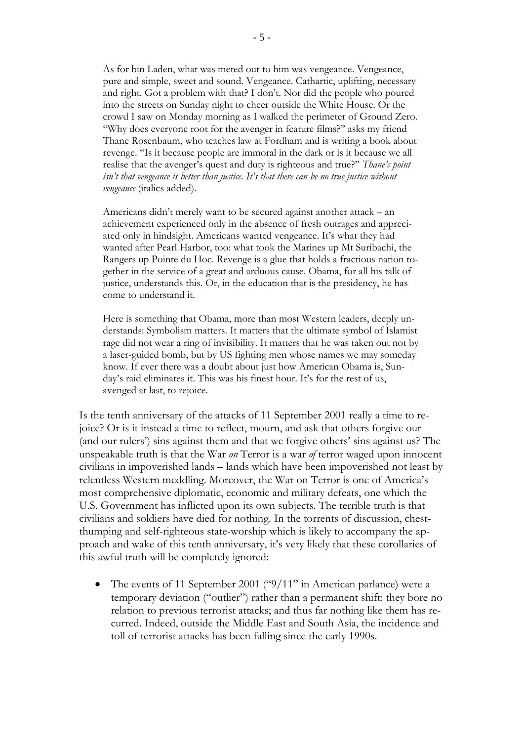> As for bin Laden, what was meted out to him was vengeance. Vengeance, pure and simple, sweet and sound. Vengeance. Cathartic, uplifting, necessary and right. Got a problem with that? I don't. Nor did the people who poured into the streets on Sunday night to cheer outside the White House. Or the crowd I saw on Monday morning as I walked the perimeter of Ground Zero. "Why does everyone root for the avenger in feature films?" asks my friend Thane Rosenbaum, who teaches law at Fordham and is writing a book about revenge. "Is it because people are immoral in the dark or is it because we all realise that the avenger's quest and duty is righteous and true?" *Thane's point isn't that vengeance is better than justice. It's that there can be no true justice without vengeance* (italics added).
>
> Americans didn't merely want to be secured against another attack – an achievement experienced only in the absence of fresh outrages and appreciated only in hindsight. Americans wanted vengeance. It's what they had wanted after Pearl Harbor, too: what took the Marines up Mt Suribachi, the Rangers up Pointe du Hoc. Revenge is a glue that holds a fractious nation together in the service of a great and arduous cause. Obama, for all his talk of justice, understands this. Or, in the education that is the presidency, he has come to understand it.
>
> Here is something that Obama, more than most Western leaders, deeply understands: Symbolism matters. It matters that the ultimate symbol of Islamist rage did not wear a ring of invisibility. It matters that he was taken out not by a laser-guided bomb, but by US fighting men whose names we may someday know. If ever there was a doubt about just how American Obama is, Sunday's raid eliminates it. This was his finest hour. It's for the rest of us, avenged at last, to rejoice.

Is the tenth anniversary of the attacks of 11 September 2001 really a time to rejoice? Or is it instead a time to reflect, mourn, and ask that others forgive our (and our rulers') sins against them and that we forgive others' sins against us? The unspeakable truth is that the War *on* Terror is a war *of* terror waged upon innocent civilians in impoverished lands – lands which have been impoverished not least by relentless Western meddling. Moreover, the War on Terror is one of America's most comprehensive diplomatic, economic and military defeats, one which the U.S. Government has inflicted upon its own subjects. The terrible truth is that civilians and soldiers have died for nothing. In the torrents of discussion, chest-thumping and self-righteous state-worship which is likely to accompany the approach and wake of this tenth anniversary, it's very likely that these corollaries of this awful truth will be completely ignored:

- The events of 11 September 2001 ("9/11" in American parlance) were a temporary deviation ("outlier") rather than a permanent shift: they bore no relation to previous terrorist attacks; and thus far nothing like them has recurred. Indeed, outside the Middle East and South Asia, the incidence and toll of terrorist attacks has been falling since the early 1990s.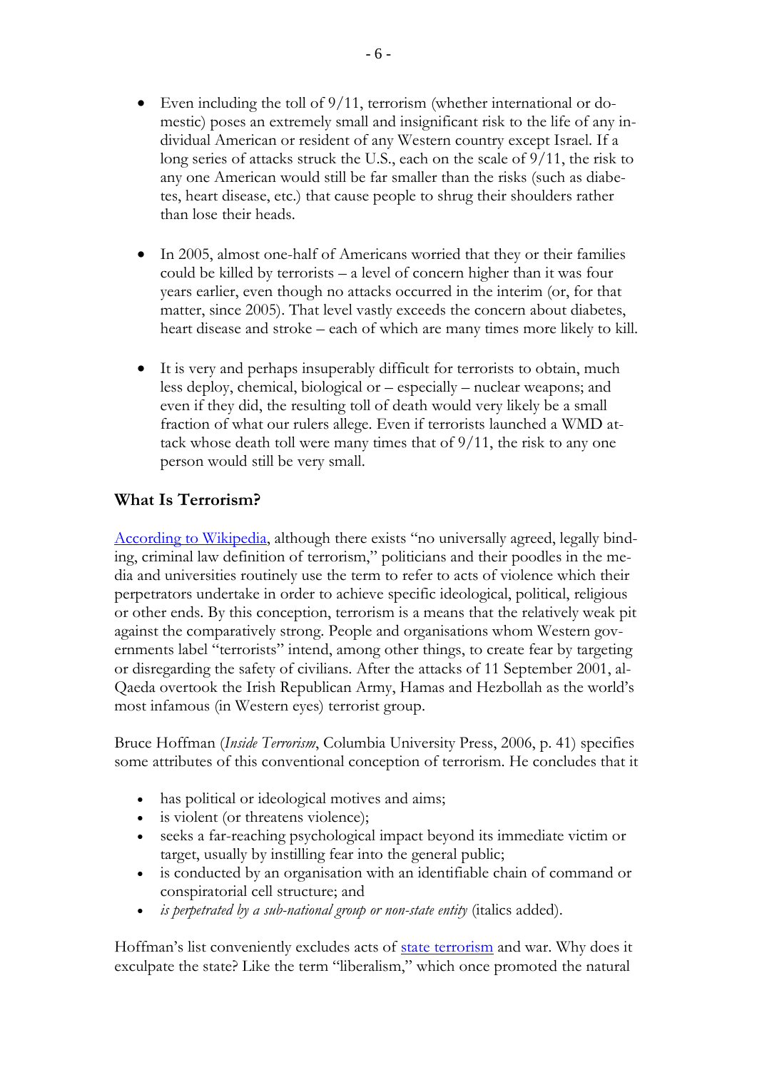- Even including the toll of 9/11, terrorism (whether international or domestic) poses an extremely small and insignificant risk to the life of any individual American or resident of any Western country except Israel. If a long series of attacks struck the U.S., each on the scale of 9/11, the risk to any one American would still be far smaller than the risks (such as diabetes, heart disease, etc.) that cause people to shrug their shoulders rather than lose their heads.

- In 2005, almost one-half of Americans worried that they or their families could be killed by terrorists – a level of concern higher than it was four years earlier, even though no attacks occurred in the interim (or, for that matter, since 2005). That level vastly exceeds the concern about diabetes, heart disease and stroke – each of which are many times more likely to kill.

- It is very and perhaps insuperably difficult for terrorists to obtain, much less deploy, chemical, biological or – especially – nuclear weapons; and even if they did, the resulting toll of death would very likely be a small fraction of what our rulers allege. Even if terrorists launched a WMD attack whose death toll were many times that of 9/11, the risk to any one person would still be very small.

### What Is Terrorism?

According to Wikipedia, although there exists "no universally agreed, legally binding, criminal law definition of terrorism," politicians and their poodles in the media and universities routinely use the term to refer to acts of violence which their perpetrators undertake in order to achieve specific ideological, political, religious or other ends. By this conception, terrorism is a means that the relatively weak pit against the comparatively strong. People and organisations whom Western governments label "terrorists" intend, among other things, to create fear by targeting or disregarding the safety of civilians. After the attacks of 11 September 2001, al-Qaeda overtook the Irish Republican Army, Hamas and Hezbollah as the world's most infamous (in Western eyes) terrorist group.

Bruce Hoffman (*Inside Terrorism*, Columbia University Press, 2006, p. 41) specifies some attributes of this conventional conception of terrorism. He concludes that it

- has political or ideological motives and aims;
- is violent (or threatens violence);
- seeks a far-reaching psychological impact beyond its immediate victim or target, usually by instilling fear into the general public;
- is conducted by an organisation with an identifiable chain of command or conspiratorial cell structure; and
- *is perpetrated by a sub-national group or non-state entity* (italics added).

Hoffman's list conveniently excludes acts of state terrorism and war. Why does it exculpate the state? Like the term "liberalism," which once promoted the natural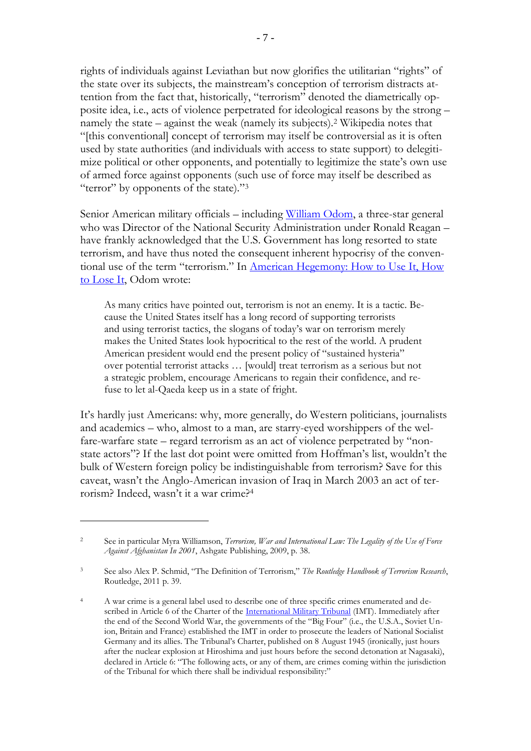rights of individuals against Leviathan but now glorifies the utilitarian "rights" of the state over its subjects, the mainstream's conception of terrorism distracts attention from the fact that, historically, "terrorism" denoted the diametrically opposite idea, i.e., acts of violence perpetrated for ideological reasons by the strong – namely the state – against the weak (namely its subjects).[2] Wikipedia notes that "[this conventional] concept of terrorism may itself be controversial as it is often used by state authorities (and individuals with access to state support) to delegitimize political or other opponents, and potentially to legitimize the state's own use of armed force against opponents (such use of force may itself be described as "terror" by opponents of the state)."[3]

Senior American military officials – including William Odom, a three-star general who was Director of the National Security Administration under Ronald Reagan – have frankly acknowledged that the U.S. Government has long resorted to state terrorism, and have thus noted the consequent inherent hypocrisy of the conventional use of the term "terrorism." In American Hegemony: How to Use It, How to Lose It, Odom wrote:

> As many critics have pointed out, terrorism is not an enemy. It is a tactic. Because the United States itself has a long record of supporting terrorists and using terrorist tactics, the slogans of today's war on terrorism merely makes the United States look hypocritical to the rest of the world. A prudent American president would end the present policy of "sustained hysteria" over potential terrorist attacks … [would] treat terrorism as a serious but not a strategic problem, encourage Americans to regain their confidence, and refuse to let al-Qaeda keep us in a state of fright.

It's hardly just Americans: why, more generally, do Western politicians, journalists and academics – who, almost to a man, are starry-eyed worshippers of the welfare-warfare state – regard terrorism as an act of violence perpetrated by "non-state actors"? If the last dot point were omitted from Hoffman's list, wouldn't the bulk of Western foreign policy be indistinguishable from terrorism? Save for this caveat, wasn't the Anglo-American invasion of Iraq in March 2003 an act of terrorism? Indeed, wasn't it a war crime?[4]

---

[2] See in particular Myra Williamson, *Terrorism, War and International Law: The Legality of the Use of Force Against Afghanistan In 2001*, Ashgate Publishing, 2009, p. 38.

[3] See also Alex P. Schmid, "The Definition of Terrorism," *The Routledge Handbook of Terrorism Research*, Routledge, 2011 p. 39.

[4] A war crime is a general label used to describe one of three specific crimes enumerated and described in Article 6 of the Charter of the International Military Tribunal (IMT). Immediately after the end of the Second World War, the governments of the "Big Four" (i.e., the U.S.A., Soviet Union, Britain and France) established the IMT in order to prosecute the leaders of National Socialist Germany and its allies. The Tribunal's Charter, published on 8 August 1945 (ironically, just hours after the nuclear explosion at Hiroshima and just hours before the second detonation at Nagasaki), declared in Article 6: "The following acts, or any of them, are crimes coming within the jurisdiction of the Tribunal for which there shall be individual responsibility:"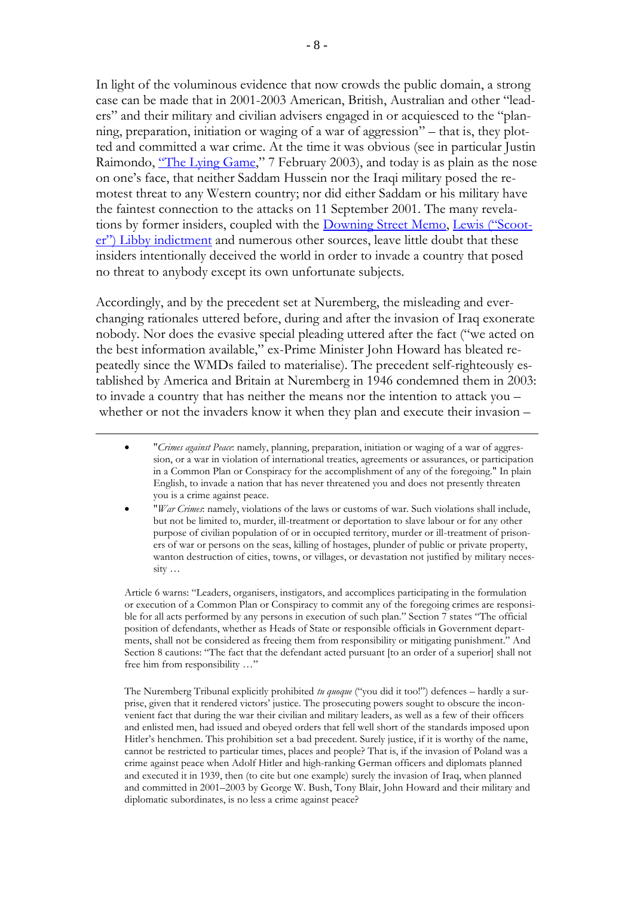In light of the voluminous evidence that now crowds the public domain, a strong case can be made that in 2001-2003 American, British, Australian and other "leaders" and their military and civilian advisers engaged in or acquiesced to the "planning, preparation, initiation or waging of a war of aggression" – that is, they plotted and committed a war crime. At the time it was obvious (see in particular Justin Raimondo, "The Lying Game," 7 February 2003), and today is as plain as the nose on one's face, that neither Saddam Hussein nor the Iraqi military posed the remotest threat to any Western country; nor did either Saddam or his military have the faintest connection to the attacks on 11 September 2001. The many revelations by former insiders, coupled with the Downing Street Memo, Lewis ("Scooter") Libby indictment and numerous other sources, leave little doubt that these insiders intentionally deceived the world in order to invade a country that posed no threat to anybody except its own unfortunate subjects.

Accordingly, and by the precedent set at Nuremberg, the misleading and ever-changing rationales uttered before, during and after the invasion of Iraq exonerate nobody. Nor does the evasive special pleading uttered after the fact ("we acted on the best information available," ex-Prime Minister John Howard has bleated repeatedly since the WMDs failed to materialise). The precedent self-righteously established by America and Britain at Nuremberg in 1946 condemned them in 2003: to invade a country that has neither the means nor the intention to attack you – whether or not the invaders know it when they plan and execute their invasion –

---

- "*Crimes against Peace*: namely, planning, preparation, initiation or waging of a war of aggression, or a war in violation of international treaties, agreements or assurances, or participation in a Common Plan or Conspiracy for the accomplishment of any of the foregoing." In plain English, to invade a nation that has never threatened you and does not presently threaten you is a crime against peace.
- "*War Crimes*: namely, violations of the laws or customs of war. Such violations shall include, but not be limited to, murder, ill-treatment or deportation to slave labour or for any other purpose of civilian population of or in occupied territory, murder or ill-treatment of prisoners of war or persons on the seas, killing of hostages, plunder of public or private property, wanton destruction of cities, towns, or villages, or devastation not justified by military necessity …

Article 6 warns: "Leaders, organisers, instigators, and accomplices participating in the formulation or execution of a Common Plan or Conspiracy to commit any of the foregoing crimes are responsible for all acts performed by any persons in execution of such plan." Section 7 states "The official position of defendants, whether as Heads of State or responsible officials in Government departments, shall not be considered as freeing them from responsibility or mitigating punishment." And Section 8 cautions: "The fact that the defendant acted pursuant [to an order of a superior] shall not free him from responsibility …"

The Nuremberg Tribunal explicitly prohibited *tu quoque* ("you did it too!") defences – hardly a surprise, given that it rendered victors' justice. The prosecuting powers sought to obscure the inconvenient fact that during the war their civilian and military leaders, as well as a few of their officers and enlisted men, had issued and obeyed orders that fell well short of the standards imposed upon Hitler's henchmen. This prohibition set a bad precedent. Surely justice, if it is worthy of the name, cannot be restricted to particular times, places and people? That is, if the invasion of Poland was a crime against peace when Adolf Hitler and high-ranking German officers and diplomats planned and executed it in 1939, then (to cite but one example) surely the invasion of Iraq, when planned and committed in 2001–2003 by George W. Bush, Tony Blair, John Howard and their military and diplomatic subordinates, is no less a crime against peace?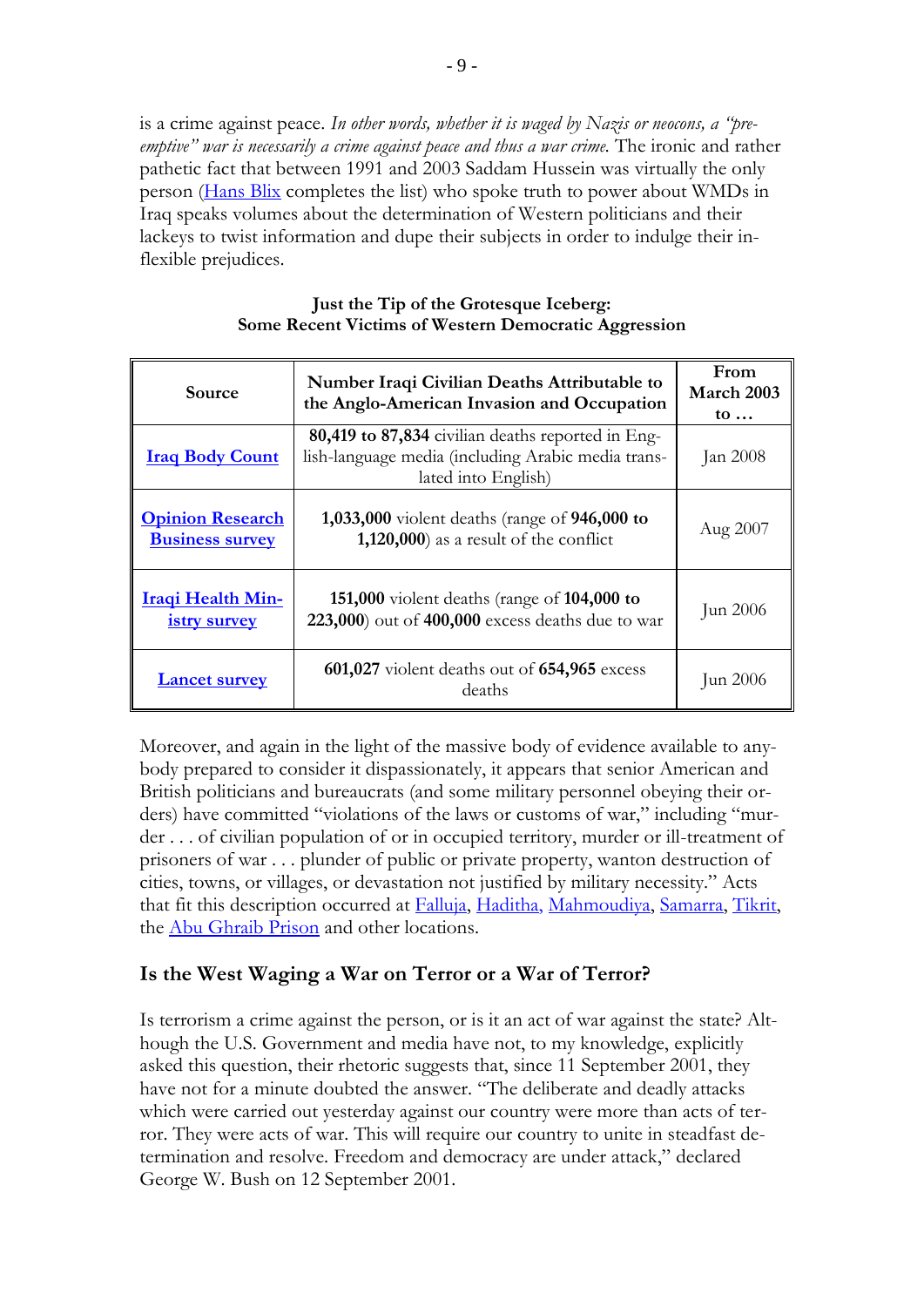is a crime against peace. *In other words, whether it is waged by Nazis or neocons, a "pre-emptive" war is necessarily a crime against peace and thus a war crime.* The ironic and rather pathetic fact that between 1991 and 2003 Saddam Hussein was virtually the only person (Hans Blix completes the list) who spoke truth to power about WMDs in Iraq speaks volumes about the determination of Western politicians and their lackeys to twist information and dupe their subjects in order to indulge their inflexible prejudices.

**Just the Tip of the Grotesque Iceberg:**
**Some Recent Victims of Western Democratic Aggression**

| Source | Number Iraqi Civilian Deaths Attributable to the Anglo-American Invasion and Occupation | From March 2003 to … |
|---|---|---|
| **Iraq Body Count** | **80,419 to 87,834** civilian deaths reported in English-language media (including Arabic media translated into English) | Jan 2008 |
| **Opinion Research Business survey** | **1,033,000** violent deaths (range of **946,000 to 1,120,000**) as a result of the conflict | Aug 2007 |
| **Iraqi Health Ministry survey** | **151,000** violent deaths (range of **104,000 to 223,000**) out of **400,000** excess deaths due to war | Jun 2006 |
| **Lancet survey** | **601,027** violent deaths out of **654,965** excess deaths | Jun 2006 |

Moreover, and again in the light of the massive body of evidence available to anybody prepared to consider it dispassionately, it appears that senior American and British politicians and bureaucrats (and some military personnel obeying their orders) have committed "violations of the laws or customs of war," including "murder . . . of civilian population of or in occupied territory, murder or ill-treatment of prisoners of war . . . plunder of public or private property, wanton destruction of cities, towns, or villages, or devastation not justified by military necessity." Acts that fit this description occurred at Falluja, Haditha, Mahmoudiya, Samarra, Tikrit, the Abu Ghraib Prison and other locations.

## Is the West Waging a War on Terror or a War of Terror?

Is terrorism a crime against the person, or is it an act of war against the state? Although the U.S. Government and media have not, to my knowledge, explicitly asked this question, their rhetoric suggests that, since 11 September 2001, they have not for a minute doubted the answer. "The deliberate and deadly attacks which were carried out yesterday against our country were more than acts of terror. They were acts of war. This will require our country to unite in steadfast determination and resolve. Freedom and democracy are under attack," declared George W. Bush on 12 September 2001.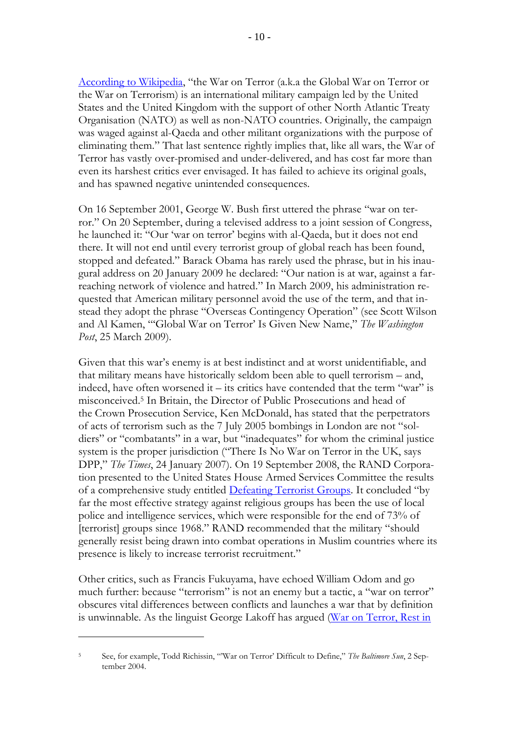[According to Wikipedia](), "the War on Terror (a.k.a the Global War on Terror or the War on Terrorism) is an international military campaign led by the United States and the United Kingdom with the support of other North Atlantic Treaty Organisation (NATO) as well as non-NATO countries. Originally, the campaign was waged against al-Qaeda and other militant organizations with the purpose of eliminating them." That last sentence rightly implies that, like all wars, the War of Terror has vastly over-promised and under-delivered, and has cost far more than even its harshest critics ever envisaged. It has failed to achieve its original goals, and has spawned negative unintended consequences.

On 16 September 2001, George W. Bush first uttered the phrase "war on terror." On 20 September, during a televised address to a joint session of Congress, he launched it: "Our 'war on terror' begins with al-Qaeda, but it does not end there. It will not end until every terrorist group of global reach has been found, stopped and defeated." Barack Obama has rarely used the phrase, but in his inaugural address on 20 January 2009 he declared: "Our nation is at war, against a far-reaching network of violence and hatred." In March 2009, his administration requested that American military personnel avoid the use of the term, and that instead they adopt the phrase "Overseas Contingency Operation" (see Scott Wilson and Al Kamen, "'Global War on Terror' Is Given New Name," *The Washington Post*, 25 March 2009).

Given that this war's enemy is at best indistinct and at worst unidentifiable, and that military means have historically seldom been able to quell terrorism – and, indeed, have often worsened it – its critics have contended that the term "war" is misconceived.[5] In Britain, the Director of Public Prosecutions and head of the Crown Prosecution Service, Ken McDonald, has stated that the perpetrators of acts of terrorism such as the 7 July 2005 bombings in London are not "soldiers" or "combatants" in a war, but "inadequates" for whom the criminal justice system is the proper jurisdiction ("There Is No War on Terror in the UK, says DPP," *The Times*, 24 January 2007). On 19 September 2008, the RAND Corporation presented to the United States House Armed Services Committee the results of a comprehensive study entitled [Defeating Terrorist Groups](). It concluded "by far the most effective strategy against religious groups has been the use of local police and intelligence services, which were responsible for the end of 73% of [terrorist] groups since 1968." RAND recommended that the military "should generally resist being drawn into combat operations in Muslim countries where its presence is likely to increase terrorist recruitment."

Other critics, such as Francis Fukuyama, have echoed William Odom and go much further: because "terrorism" is not an enemy but a tactic, a "war on terror" obscures vital differences between conflicts and launches a war that by definition is unwinnable. As the linguist George Lakoff has argued ([War on Terror, Rest in]()

---

[5] See, for example, Todd Richissin, "'War on Terror' Difficult to Define," *The Baltimore Sun*, 2 September 2004.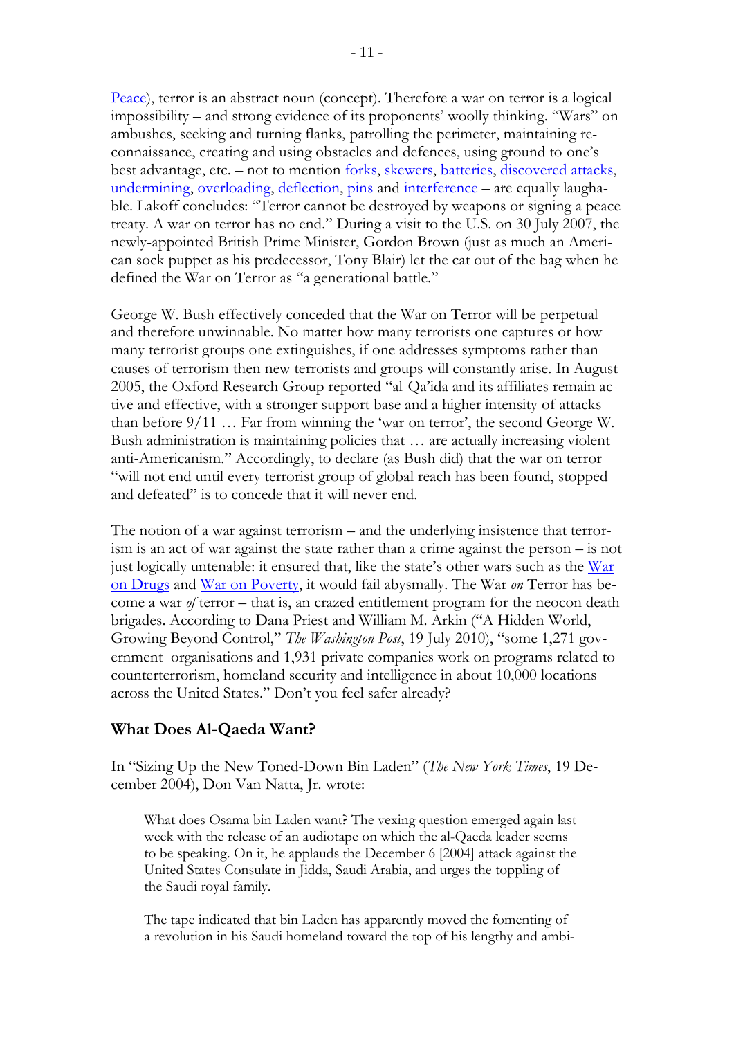Peace), terror is an abstract noun (concept). Therefore a war on terror is a logical impossibility – and strong evidence of its proponents' woolly thinking. "Wars" on ambushes, seeking and turning flanks, patrolling the perimeter, maintaining reconnaissance, creating and using obstacles and defences, using ground to one's best advantage, etc. – not to mention forks, skewers, batteries, discovered attacks, undermining, overloading, deflection, pins and interference – are equally laughable. Lakoff concludes: "Terror cannot be destroyed by weapons or signing a peace treaty. A war on terror has no end." During a visit to the U.S. on 30 July 2007, the newly-appointed British Prime Minister, Gordon Brown (just as much an American sock puppet as his predecessor, Tony Blair) let the cat out of the bag when he defined the War on Terror as "a generational battle."

George W. Bush effectively conceded that the War on Terror will be perpetual and therefore unwinnable. No matter how many terrorists one captures or how many terrorist groups one extinguishes, if one addresses symptoms rather than causes of terrorism then new terrorists and groups will constantly arise. In August 2005, the Oxford Research Group reported "al-Qa'ida and its affiliates remain active and effective, with a stronger support base and a higher intensity of attacks than before 9/11 … Far from winning the 'war on terror', the second George W. Bush administration is maintaining policies that … are actually increasing violent anti-Americanism." Accordingly, to declare (as Bush did) that the war on terror "will not end until every terrorist group of global reach has been found, stopped and defeated" is to concede that it will never end.

The notion of a war against terrorism – and the underlying insistence that terrorism is an act of war against the state rather than a crime against the person – is not just logically untenable: it ensured that, like the state's other wars such as the War on Drugs and War on Poverty, it would fail abysmally. The War *on* Terror has become a war *of* terror – that is, an crazed entitlement program for the neocon death brigades. According to Dana Priest and William M. Arkin ("A Hidden World, Growing Beyond Control," *The Washington Post*, 19 July 2010), "some 1,271 government organisations and 1,931 private companies work on programs related to counterterrorism, homeland security and intelligence in about 10,000 locations across the United States." Don't you feel safer already?

## What Does Al-Qaeda Want?

In "Sizing Up the New Toned-Down Bin Laden" (*The New York Times*, 19 December 2004), Don Van Natta, Jr. wrote:

> What does Osama bin Laden want? The vexing question emerged again last week with the release of an audiotape on which the al-Qaeda leader seems to be speaking. On it, he applauds the December 6 [2004] attack against the United States Consulate in Jidda, Saudi Arabia, and urges the toppling of the Saudi royal family.
>
> The tape indicated that bin Laden has apparently moved the fomenting of a revolution in his Saudi homeland toward the top of his lengthy and ambi-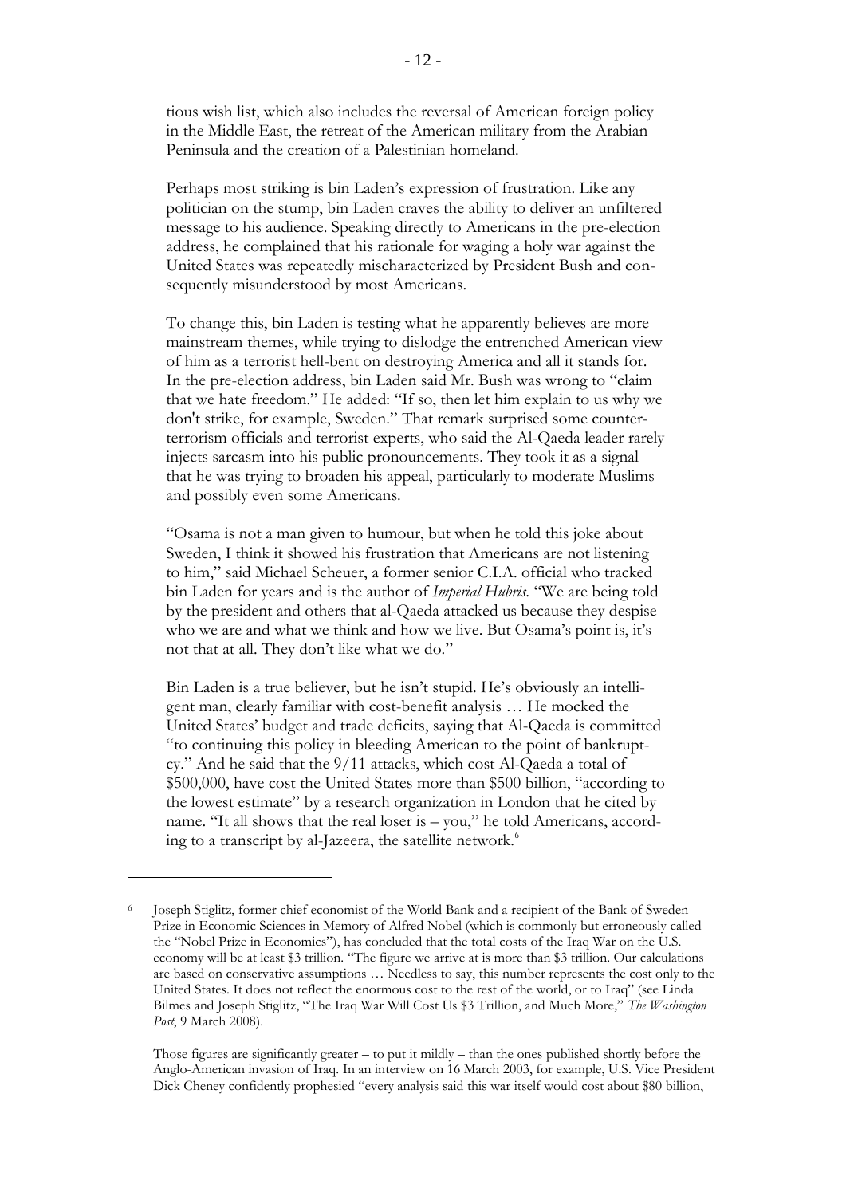tious wish list, which also includes the reversal of American foreign policy in the Middle East, the retreat of the American military from the Arabian Peninsula and the creation of a Palestinian homeland.

Perhaps most striking is bin Laden's expression of frustration. Like any politician on the stump, bin Laden craves the ability to deliver an unfiltered message to his audience. Speaking directly to Americans in the pre-election address, he complained that his rationale for waging a holy war against the United States was repeatedly mischaracterized by President Bush and consequently misunderstood by most Americans.

To change this, bin Laden is testing what he apparently believes are more mainstream themes, while trying to dislodge the entrenched American view of him as a terrorist hell-bent on destroying America and all it stands for. In the pre-election address, bin Laden said Mr. Bush was wrong to "claim that we hate freedom." He added: "If so, then let him explain to us why we don't strike, for example, Sweden." That remark surprised some counter-terrorism officials and terrorist experts, who said the Al-Qaeda leader rarely injects sarcasm into his public pronouncements. They took it as a signal that he was trying to broaden his appeal, particularly to moderate Muslims and possibly even some Americans.

"Osama is not a man given to humour, but when he told this joke about Sweden, I think it showed his frustration that Americans are not listening to him," said Michael Scheuer, a former senior C.I.A. official who tracked bin Laden for years and is the author of *Imperial Hubris*. "We are being told by the president and others that al-Qaeda attacked us because they despise who we are and what we think and how we live. But Osama's point is, it's not that at all. They don't like what we do."

Bin Laden is a true believer, but he isn't stupid. He's obviously an intelligent man, clearly familiar with cost-benefit analysis … He mocked the United States' budget and trade deficits, saying that Al-Qaeda is committed "to continuing this policy in bleeding American to the point of bankruptcy." And he said that the 9/11 attacks, which cost Al-Qaeda a total of \$500,000, have cost the United States more than \$500 billion, "according to the lowest estimate" by a research organization in London that he cited by name. "It all shows that the real loser is – you," he told Americans, according to a transcript by al-Jazeera, the satellite network.[6]

---

[6] Joseph Stiglitz, former chief economist of the World Bank and a recipient of the Bank of Sweden Prize in Economic Sciences in Memory of Alfred Nobel (which is commonly but erroneously called the "Nobel Prize in Economics"), has concluded that the total costs of the Iraq War on the U.S. economy will be at least \$3 trillion. "The figure we arrive at is more than \$3 trillion. Our calculations are based on conservative assumptions … Needless to say, this number represents the cost only to the United States. It does not reflect the enormous cost to the rest of the world, or to Iraq" (see Linda Bilmes and Joseph Stiglitz, "The Iraq War Will Cost Us \$3 Trillion, and Much More," *The Washington Post*, 9 March 2008).

Those figures are significantly greater – to put it mildly – than the ones published shortly before the Anglo-American invasion of Iraq. In an interview on 16 March 2003, for example, U.S. Vice President Dick Cheney confidently prophesied "every analysis said this war itself would cost about \$80 billion,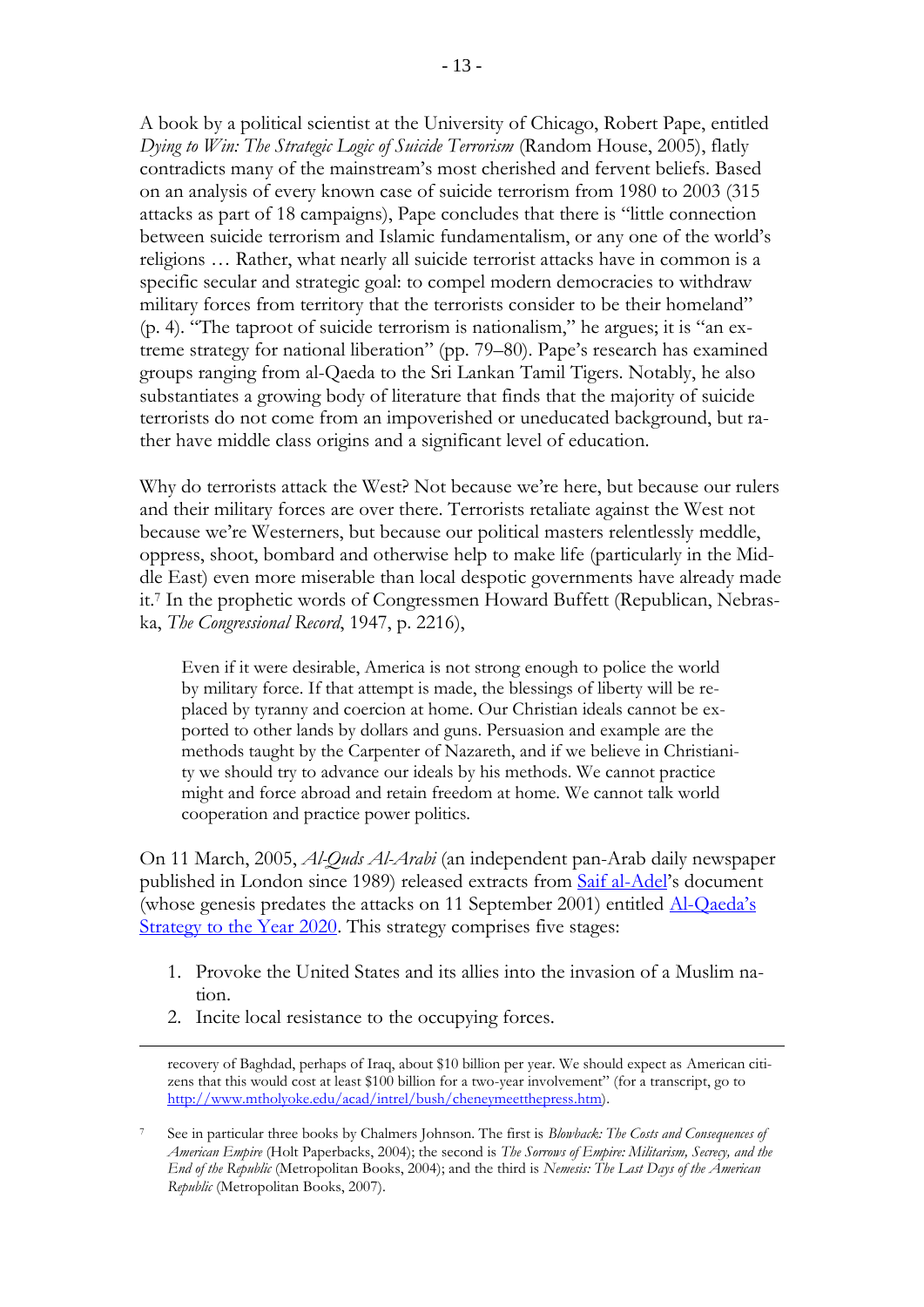A book by a political scientist at the University of Chicago, Robert Pape, entitled *Dying to Win: The Strategic Logic of Suicide Terrorism* (Random House, 2005), flatly contradicts many of the mainstream's most cherished and fervent beliefs. Based on an analysis of every known case of suicide terrorism from 1980 to 2003 (315 attacks as part of 18 campaigns), Pape concludes that there is "little connection between suicide terrorism and Islamic fundamentalism, or any one of the world's religions … Rather, what nearly all suicide terrorist attacks have in common is a specific secular and strategic goal: to compel modern democracies to withdraw military forces from territory that the terrorists consider to be their homeland" (p. 4). "The taproot of suicide terrorism is nationalism," he argues; it is "an extreme strategy for national liberation" (pp. 79–80). Pape's research has examined groups ranging from al-Qaeda to the Sri Lankan Tamil Tigers. Notably, he also substantiates a growing body of literature that finds that the majority of suicide terrorists do not come from an impoverished or uneducated background, but rather have middle class origins and a significant level of education.

Why do terrorists attack the West? Not because we're here, but because our rulers and their military forces are over there. Terrorists retaliate against the West not because we're Westerners, but because our political masters relentlessly meddle, oppress, shoot, bombard and otherwise help to make life (particularly in the Middle East) even more miserable than local despotic governments have already made it.[7] In the prophetic words of Congressmen Howard Buffett (Republican, Nebraska, *The Congressional Record*, 1947, p. 2216),

> Even if it were desirable, America is not strong enough to police the world by military force. If that attempt is made, the blessings of liberty will be replaced by tyranny and coercion at home. Our Christian ideals cannot be exported to other lands by dollars and guns. Persuasion and example are the methods taught by the Carpenter of Nazareth, and if we believe in Christianity we should try to advance our ideals by his methods. We cannot practice might and force abroad and retain freedom at home. We cannot talk world cooperation and practice power politics.

On 11 March, 2005, *Al-Quds Al-Arabi* (an independent pan-Arab daily newspaper published in London since 1989) released extracts from Saif al-Adel's document (whose genesis predates the attacks on 11 September 2001) entitled Al-Qaeda's Strategy to the Year 2020. This strategy comprises five stages:

1. Provoke the United States and its allies into the invasion of a Muslim nation.
2. Incite local resistance to the occupying forces.

---

recovery of Baghdad, perhaps of Iraq, about $10 billion per year. We should expect as American citizens that this would cost at least $100 billion for a two-year involvement" (for a transcript, go to http://www.mtholyoke.edu/acad/intrel/bush/cheneymeetthepress.htm).

[7] See in particular three books by Chalmers Johnson. The first is *Blowback: The Costs and Consequences of American Empire* (Holt Paperbacks, 2004); the second is *The Sorrows of Empire: Militarism, Secrecy, and the End of the Republic* (Metropolitan Books, 2004); and the third is *Nemesis: The Last Days of the American Republic* (Metropolitan Books, 2007).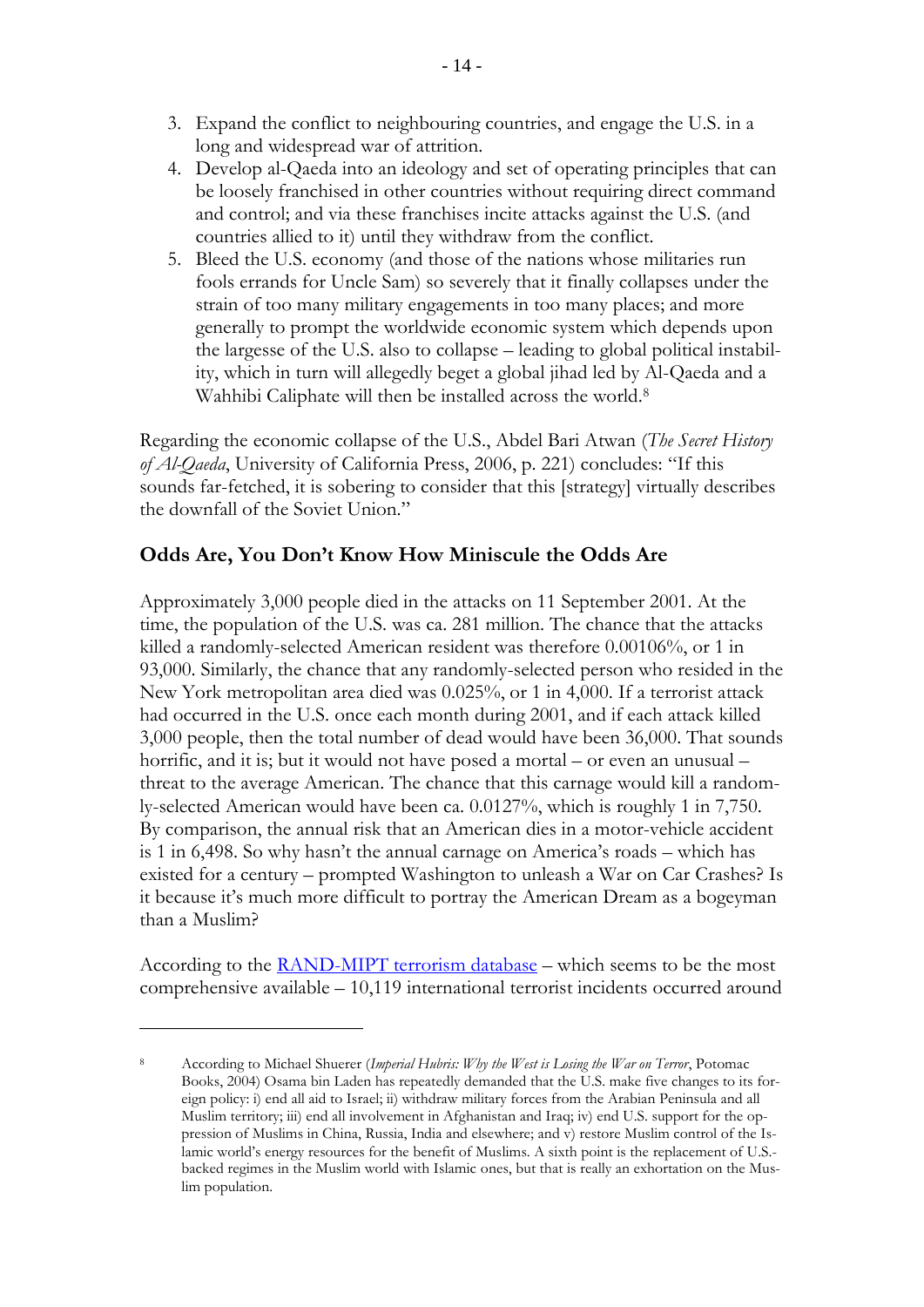3. Expand the conflict to neighbouring countries, and engage the U.S. in a long and widespread war of attrition.
4. Develop al-Qaeda into an ideology and set of operating principles that can be loosely franchised in other countries without requiring direct command and control; and via these franchises incite attacks against the U.S. (and countries allied to it) until they withdraw from the conflict.
5. Bleed the U.S. economy (and those of the nations whose militaries run fools errands for Uncle Sam) so severely that it finally collapses under the strain of too many military engagements in too many places; and more generally to prompt the worldwide economic system which depends upon the largesse of the U.S. also to collapse – leading to global political instability, which in turn will allegedly beget a global jihad led by Al-Qaeda and a Wahhibi Caliphate will then be installed across the world.[8]

Regarding the economic collapse of the U.S., Abdel Bari Atwan (*The Secret History of Al-Qaeda*, University of California Press, 2006, p. 221) concludes: "If this sounds far-fetched, it is sobering to consider that this [strategy] virtually describes the downfall of the Soviet Union."

## Odds Are, You Don't Know How Miniscule the Odds Are

Approximately 3,000 people died in the attacks on 11 September 2001. At the time, the population of the U.S. was ca. 281 million. The chance that the attacks killed a randomly-selected American resident was therefore 0.00106%, or 1 in 93,000. Similarly, the chance that any randomly-selected person who resided in the New York metropolitan area died was 0.025%, or 1 in 4,000. If a terrorist attack had occurred in the U.S. once each month during 2001, and if each attack killed 3,000 people, then the total number of dead would have been 36,000. That sounds horrific, and it is; but it would not have posed a mortal – or even an unusual – threat to the average American. The chance that this carnage would kill a randomly-selected American would have been ca. 0.0127%, which is roughly 1 in 7,750. By comparison, the annual risk that an American dies in a motor-vehicle accident is 1 in 6,498. So why hasn't the annual carnage on America's roads – which has existed for a century – prompted Washington to unleash a War on Car Crashes? Is it because it's much more difficult to portray the American Dream as a bogeyman than a Muslim?

According to the RAND-MIPT terrorism database – which seems to be the most comprehensive available – 10,119 international terrorist incidents occurred around

---

[8] According to Michael Shuerer (*Imperial Hubris: Why the West is Losing the War on Terror*, Potomac Books, 2004) Osama bin Laden has repeatedly demanded that the U.S. make five changes to its foreign policy: i) end all aid to Israel; ii) withdraw military forces from the Arabian Peninsula and all Muslim territory; iii) end all involvement in Afghanistan and Iraq; iv) end U.S. support for the oppression of Muslims in China, Russia, India and elsewhere; and v) restore Muslim control of the Islamic world's energy resources for the benefit of Muslims. A sixth point is the replacement of U.S.-backed regimes in the Muslim world with Islamic ones, but that is really an exhortation on the Muslim population.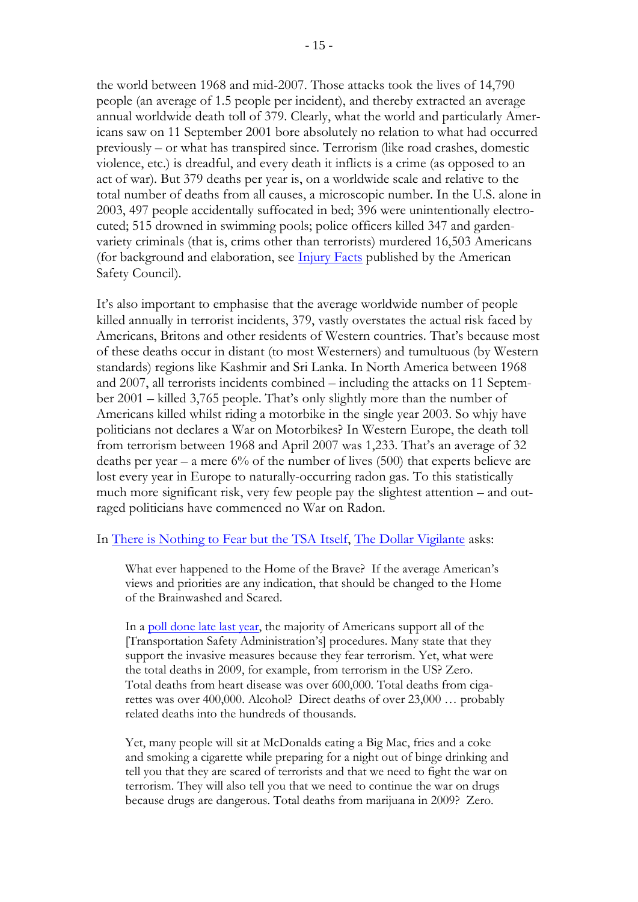the world between 1968 and mid-2007. Those attacks took the lives of 14,790 people (an average of 1.5 people per incident), and thereby extracted an average annual worldwide death toll of 379. Clearly, what the world and particularly Americans saw on 11 September 2001 bore absolutely no relation to what had occurred previously – or what has transpired since. Terrorism (like road crashes, domestic violence, etc.) is dreadful, and every death it inflicts is a crime (as opposed to an act of war). But 379 deaths per year is, on a worldwide scale and relative to the total number of deaths from all causes, a microscopic number. In the U.S. alone in 2003, 497 people accidentally suffocated in bed; 396 were unintentionally electrocuted; 515 drowned in swimming pools; police officers killed 347 and garden-variety criminals (that is, crims other than terrorists) murdered 16,503 Americans (for background and elaboration, see [Injury Facts]() published by the American Safety Council).

It's also important to emphasise that the average worldwide number of people killed annually in terrorist incidents, 379, vastly overstates the actual risk faced by Americans, Britons and other residents of Western countries. That's because most of these deaths occur in distant (to most Westerners) and tumultuous (by Western standards) regions like Kashmir and Sri Lanka. In North America between 1968 and 2007, all terrorists incidents combined – including the attacks on 11 September 2001 – killed 3,765 people. That's only slightly more than the number of Americans killed whilst riding a motorbike in the single year 2003. So whjy have politicians not declares a War on Motorbikes? In Western Europe, the death toll from terrorism between 1968 and April 2007 was 1,233. That's an average of 32 deaths per year – a mere 6% of the number of lives (500) that experts believe are lost every year in Europe to naturally-occurring radon gas. To this statistically much more significant risk, very few people pay the slightest attention – and outraged politicians have commenced no War on Radon.

In [There is Nothing to Fear but the TSA Itself](), [The Dollar Vigilante]() asks:

> What ever happened to the Home of the Brave? If the average American's views and priorities are any indication, that should be changed to the Home of the Brainwashed and Scared.
>
> In a [poll done late last year](), the majority of Americans support all of the [Transportation Safety Administration's] procedures. Many state that they support the invasive measures because they fear terrorism. Yet, what were the total deaths in 2009, for example, from terrorism in the US? Zero. Total deaths from heart disease was over 600,000. Total deaths from cigarettes was over 400,000. Alcohol? Direct deaths of over 23,000 … probably related deaths into the hundreds of thousands.
>
> Yet, many people will sit at McDonalds eating a Big Mac, fries and a coke and smoking a cigarette while preparing for a night out of binge drinking and tell you that they are scared of terrorists and that we need to fight the war on terrorism. They will also tell you that we need to continue the war on drugs because drugs are dangerous. Total deaths from marijuana in 2009? Zero.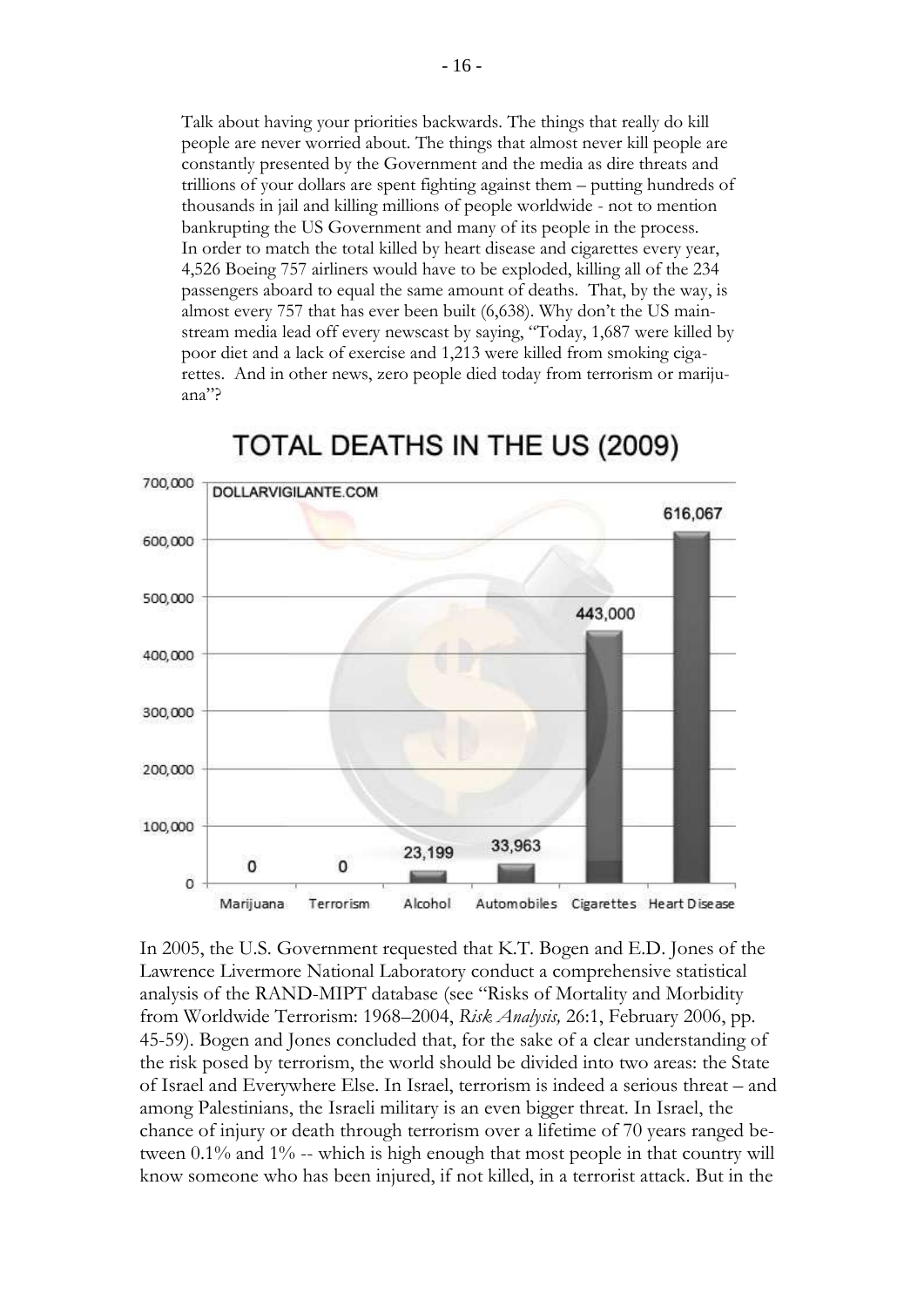Talk about having your priorities backwards. The things that really do kill people are never worried about. The things that almost never kill people are constantly presented by the Government and the media as dire threats and trillions of your dollars are spent fighting against them – putting hundreds of thousands in jail and killing millions of people worldwide - not to mention bankrupting the US Government and many of its people in the process. In order to match the total killed by heart disease and cigarettes every year, 4,526 Boeing 757 airliners would have to be exploded, killing all of the 234 passengers aboard to equal the same amount of deaths. That, by the way, is almost every 757 that has ever been built (6,638). Why don't the US mainstream media lead off every newscast by saying, "Today, 1,687 were killed by poor diet and a lack of exercise and 1,213 were killed from smoking cigarettes. And in other news, zero people died today from terrorism or marijuana"?

TOTAL DEATHS IN THE US (2009)

DOLLARVIGILANTE.COM

700,000
600,000
500,000
400,000
300,000
200,000
100,000
0

Marijuana: 0
Terrorism: 0
Alcohol: 23,199
Automobiles: 33,963
Cigarettes: 443,000
Heart Disease: 616,067

In 2005, the U.S. Government requested that K.T. Bogen and E.D. Jones of the Lawrence Livermore National Laboratory conduct a comprehensive statistical analysis of the RAND-MIPT database (see "Risks of Mortality and Morbidity from Worldwide Terrorism: 1968–2004, *Risk Analysis,* 26:1, February 2006, pp. 45-59). Bogen and Jones concluded that, for the sake of a clear understanding of the risk posed by terrorism, the world should be divided into two areas: the State of Israel and Everywhere Else. In Israel, terrorism is indeed a serious threat – and among Palestinians, the Israeli military is an even bigger threat. In Israel, the chance of injury or death through terrorism over a lifetime of 70 years ranged between 0.1% and 1% -- which is high enough that most people in that country will know someone who has been injured, if not killed, in a terrorist attack. But in the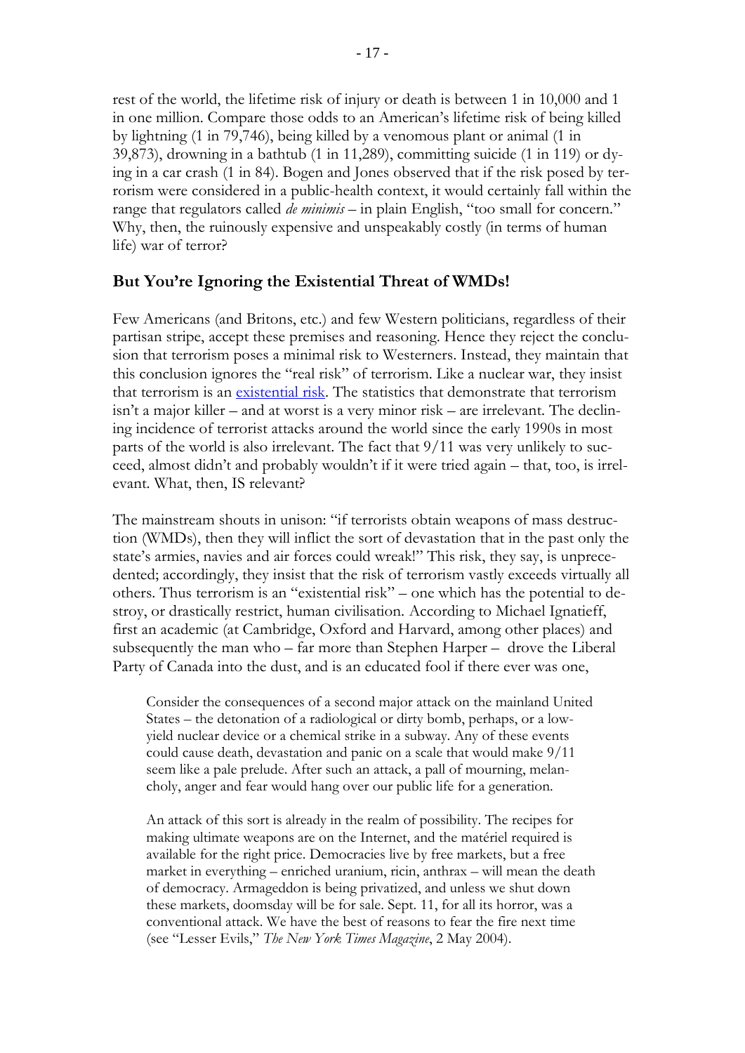rest of the world, the lifetime risk of injury or death is between 1 in 10,000 and 1 in one million. Compare those odds to an American's lifetime risk of being killed by lightning (1 in 79,746), being killed by a venomous plant or animal (1 in 39,873), drowning in a bathtub (1 in 11,289), committing suicide (1 in 119) or dying in a car crash (1 in 84). Bogen and Jones observed that if the risk posed by terrorism were considered in a public-health context, it would certainly fall within the range that regulators called *de minimis* – in plain English, "too small for concern." Why, then, the ruinously expensive and unspeakably costly (in terms of human life) war of terror?

## But You're Ignoring the Existential Threat of WMDs!

Few Americans (and Britons, etc.) and few Western politicians, regardless of their partisan stripe, accept these premises and reasoning. Hence they reject the conclusion that terrorism poses a minimal risk to Westerners. Instead, they maintain that this conclusion ignores the "real risk" of terrorism. Like a nuclear war, they insist that terrorism is an existential risk. The statistics that demonstrate that terrorism isn't a major killer – and at worst is a very minor risk – are irrelevant. The declining incidence of terrorist attacks around the world since the early 1990s in most parts of the world is also irrelevant. The fact that 9/11 was very unlikely to succeed, almost didn't and probably wouldn't if it were tried again – that, too, is irrelevant. What, then, IS relevant?

The mainstream shouts in unison: "if terrorists obtain weapons of mass destruction (WMDs), then they will inflict the sort of devastation that in the past only the state's armies, navies and air forces could wreak!" This risk, they say, is unprecedented; accordingly, they insist that the risk of terrorism vastly exceeds virtually all others. Thus terrorism is an "existential risk" – one which has the potential to destroy, or drastically restrict, human civilisation. According to Michael Ignatieff, first an academic (at Cambridge, Oxford and Harvard, among other places) and subsequently the man who – far more than Stephen Harper – drove the Liberal Party of Canada into the dust, and is an educated fool if there ever was one,

> Consider the consequences of a second major attack on the mainland United States – the detonation of a radiological or dirty bomb, perhaps, or a low-yield nuclear device or a chemical strike in a subway. Any of these events could cause death, devastation and panic on a scale that would make 9/11 seem like a pale prelude. After such an attack, a pall of mourning, melancholy, anger and fear would hang over our public life for a generation.
>
> An attack of this sort is already in the realm of possibility. The recipes for making ultimate weapons are on the Internet, and the matériel required is available for the right price. Democracies live by free markets, but a free market in everything – enriched uranium, ricin, anthrax – will mean the death of democracy. Armageddon is being privatized, and unless we shut down these markets, doomsday will be for sale. Sept. 11, for all its horror, was a conventional attack. We have the best of reasons to fear the fire next time (see "Lesser Evils," *The New York Times Magazine*, 2 May 2004).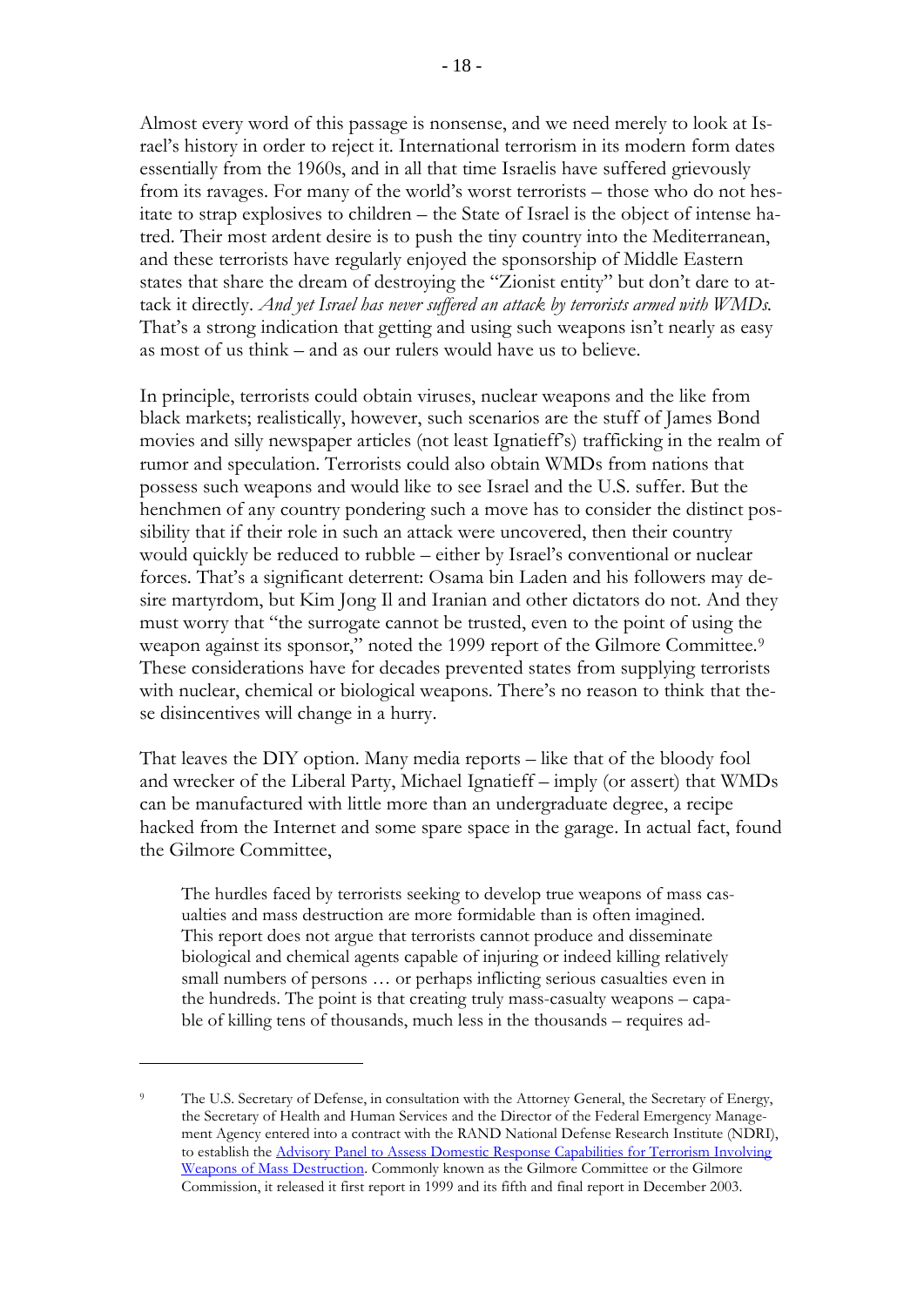Almost every word of this passage is nonsense, and we need merely to look at Israel's history in order to reject it. International terrorism in its modern form dates essentially from the 1960s, and in all that time Israelis have suffered grievously from its ravages. For many of the world's worst terrorists – those who do not hesitate to strap explosives to children – the State of Israel is the object of intense hatred. Their most ardent desire is to push the tiny country into the Mediterranean, and these terrorists have regularly enjoyed the sponsorship of Middle Eastern states that share the dream of destroying the "Zionist entity" but don't dare to attack it directly. *And yet Israel has never suffered an attack by terrorists armed with WMDs.* That's a strong indication that getting and using such weapons isn't nearly as easy as most of us think – and as our rulers would have us to believe.

In principle, terrorists could obtain viruses, nuclear weapons and the like from black markets; realistically, however, such scenarios are the stuff of James Bond movies and silly newspaper articles (not least Ignatieff's) trafficking in the realm of rumor and speculation. Terrorists could also obtain WMDs from nations that possess such weapons and would like to see Israel and the U.S. suffer. But the henchmen of any country pondering such a move has to consider the distinct possibility that if their role in such an attack were uncovered, then their country would quickly be reduced to rubble – either by Israel's conventional or nuclear forces. That's a significant deterrent: Osama bin Laden and his followers may desire martyrdom, but Kim Jong Il and Iranian and other dictators do not. And they must worry that "the surrogate cannot be trusted, even to the point of using the weapon against its sponsor," noted the 1999 report of the Gilmore Committee.[9] These considerations have for decades prevented states from supplying terrorists with nuclear, chemical or biological weapons. There's no reason to think that these disincentives will change in a hurry.

That leaves the DIY option. Many media reports – like that of the bloody fool and wrecker of the Liberal Party, Michael Ignatieff – imply (or assert) that WMDs can be manufactured with little more than an undergraduate degree, a recipe hacked from the Internet and some spare space in the garage. In actual fact, found the Gilmore Committee,

> The hurdles faced by terrorists seeking to develop true weapons of mass casualties and mass destruction are more formidable than is often imagined. This report does not argue that terrorists cannot produce and disseminate biological and chemical agents capable of injuring or indeed killing relatively small numbers of persons … or perhaps inflicting serious casualties even in the hundreds. The point is that creating truly mass-casualty weapons – capable of killing tens of thousands, much less in the thousands – requires ad-

---

[9] The U.S. Secretary of Defense, in consultation with the Attorney General, the Secretary of Energy, the Secretary of Health and Human Services and the Director of the Federal Emergency Management Agency entered into a contract with the RAND National Defense Research Institute (NDRI), to establish the Advisory Panel to Assess Domestic Response Capabilities for Terrorism Involving Weapons of Mass Destruction. Commonly known as the Gilmore Committee or the Gilmore Commission, it released it first report in 1999 and its fifth and final report in December 2003.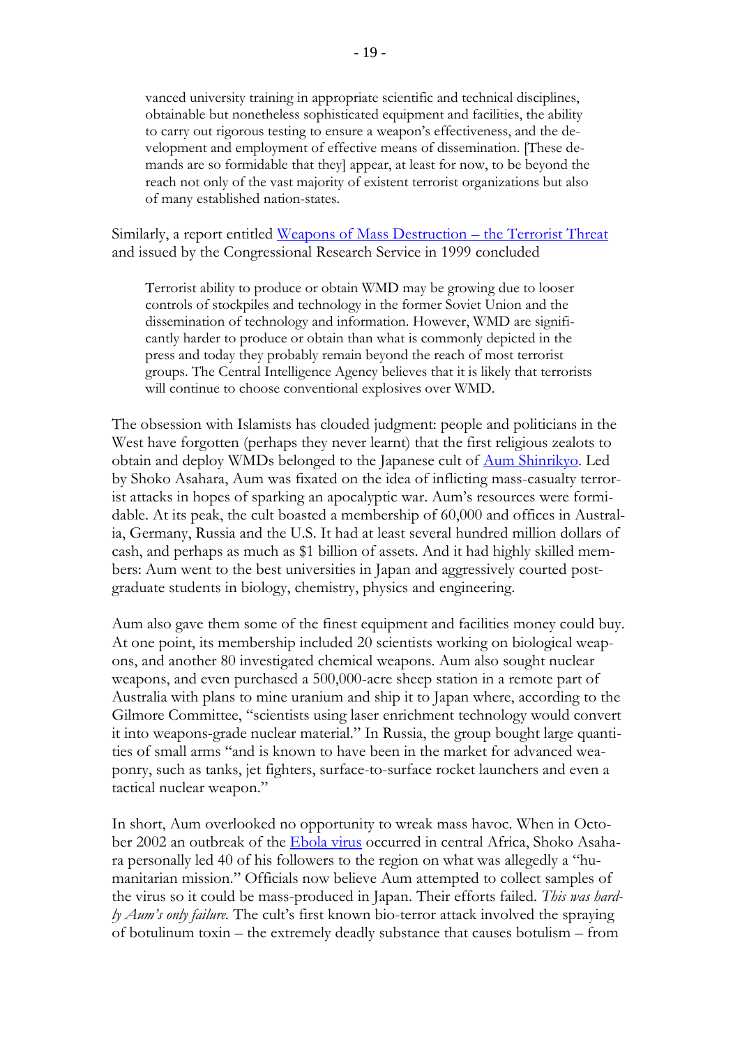> vanced university training in appropriate scientific and technical disciplines, obtainable but nonetheless sophisticated equipment and facilities, the ability to carry out rigorous testing to ensure a weapon's effectiveness, and the development and employment of effective means of dissemination. [These demands are so formidable that they] appear, at least for now, to be beyond the reach not only of the vast majority of existent terrorist organizations but also of many established nation-states.

Similarly, a report entitled [Weapons of Mass Destruction – the Terrorist Threat]() and issued by the Congressional Research Service in 1999 concluded

> Terrorist ability to produce or obtain WMD may be growing due to looser controls of stockpiles and technology in the former Soviet Union and the dissemination of technology and information. However, WMD are significantly harder to produce or obtain than what is commonly depicted in the press and today they probably remain beyond the reach of most terrorist groups. The Central Intelligence Agency believes that it is likely that terrorists will continue to choose conventional explosives over WMD.

The obsession with Islamists has clouded judgment: people and politicians in the West have forgotten (perhaps they never learnt) that the first religious zealots to obtain and deploy WMDs belonged to the Japanese cult of [Aum Shinrikyo](). Led by Shoko Asahara, Aum was fixated on the idea of inflicting mass-casualty terrorist attacks in hopes of sparking an apocalyptic war. Aum's resources were formidable. At its peak, the cult boasted a membership of 60,000 and offices in Australia, Germany, Russia and the U.S. It had at least several hundred million dollars of cash, and perhaps as much as $1 billion of assets. And it had highly skilled members: Aum went to the best universities in Japan and aggressively courted postgraduate students in biology, chemistry, physics and engineering.

Aum also gave them some of the finest equipment and facilities money could buy. At one point, its membership included 20 scientists working on biological weapons, and another 80 investigated chemical weapons. Aum also sought nuclear weapons, and even purchased a 500,000-acre sheep station in a remote part of Australia with plans to mine uranium and ship it to Japan where, according to the Gilmore Committee, "scientists using laser enrichment technology would convert it into weapons-grade nuclear material." In Russia, the group bought large quantities of small arms "and is known to have been in the market for advanced weaponry, such as tanks, jet fighters, surface-to-surface rocket launchers and even a tactical nuclear weapon."

In short, Aum overlooked no opportunity to wreak mass havoc. When in October 2002 an outbreak of the [Ebola virus]() occurred in central Africa, Shoko Asahara personally led 40 of his followers to the region on what was allegedly a "humanitarian mission." Officials now believe Aum attempted to collect samples of the virus so it could be mass-produced in Japan. Their efforts failed. *This was hardly Aum's only failure.* The cult's first known bio-terror attack involved the spraying of botulinum toxin – the extremely deadly substance that causes botulism – from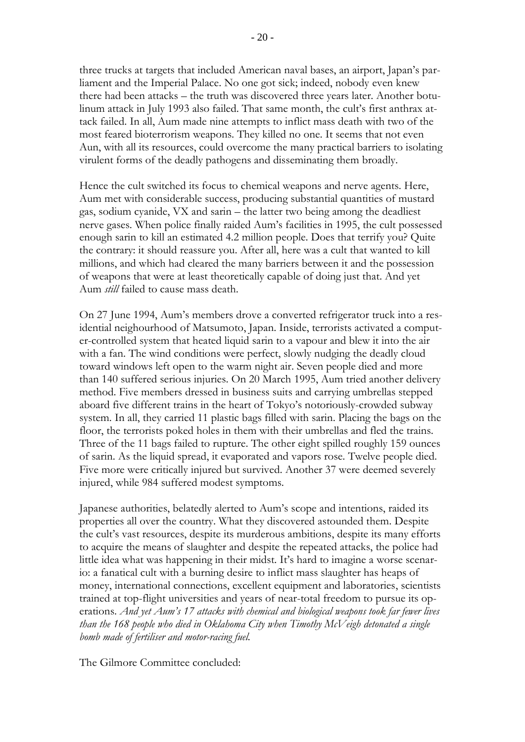three trucks at targets that included American naval bases, an airport, Japan's parliament and the Imperial Palace. No one got sick; indeed, nobody even knew there had been attacks – the truth was discovered three years later. Another botulinum attack in July 1993 also failed. That same month, the cult's first anthrax attack failed. In all, Aum made nine attempts to inflict mass death with two of the most feared bioterrorism weapons. They killed no one. It seems that not even Aun, with all its resources, could overcome the many practical barriers to isolating virulent forms of the deadly pathogens and disseminating them broadly.

Hence the cult switched its focus to chemical weapons and nerve agents. Here, Aum met with considerable success, producing substantial quantities of mustard gas, sodium cyanide, VX and sarin – the latter two being among the deadliest nerve gases. When police finally raided Aum's facilities in 1995, the cult possessed enough sarin to kill an estimated 4.2 million people. Does that terrify you? Quite the contrary: it should reassure you. After all, here was a cult that wanted to kill millions, and which had cleared the many barriers between it and the possession of weapons that were at least theoretically capable of doing just that. And yet Aum *still* failed to cause mass death.

On 27 June 1994, Aum's members drove a converted refrigerator truck into a residential neighbourhood of Matsumoto, Japan. Inside, terrorists activated a computer-controlled system that heated liquid sarin to a vapour and blew it into the air with a fan. The wind conditions were perfect, slowly nudging the deadly cloud toward windows left open to the warm night air. Seven people died and more than 140 suffered serious injuries. On 20 March 1995, Aum tried another delivery method. Five members dressed in business suits and carrying umbrellas stepped aboard five different trains in the heart of Tokyo's notoriously-crowded subway system. In all, they carried 11 plastic bags filled with sarin. Placing the bags on the floor, the terrorists poked holes in them with their umbrellas and fled the trains. Three of the 11 bags failed to rupture. The other eight spilled roughly 159 ounces of sarin. As the liquid spread, it evaporated and vapors rose. Twelve people died. Five more were critically injured but survived. Another 37 were deemed severely injured, while 984 suffered modest symptoms.

Japanese authorities, belatedly alerted to Aum's scope and intentions, raided its properties all over the country. What they discovered astounded them. Despite the cult's vast resources, despite its murderous ambitions, despite its many efforts to acquire the means of slaughter and despite the repeated attacks, the police had little idea what was happening in their midst. It's hard to imagine a worse scenario: a fanatical cult with a burning desire to inflict mass slaughter has heaps of money, international connections, excellent equipment and laboratories, scientists trained at top-flight universities and years of near-total freedom to pursue its operations. *And yet Aum's 17 attacks with chemical and biological weapons took far fewer lives than the 168 people who died in Oklahoma City when Timothy McVeigh detonated a single bomb made of fertiliser and motor-racing fuel.*

The Gilmore Committee concluded: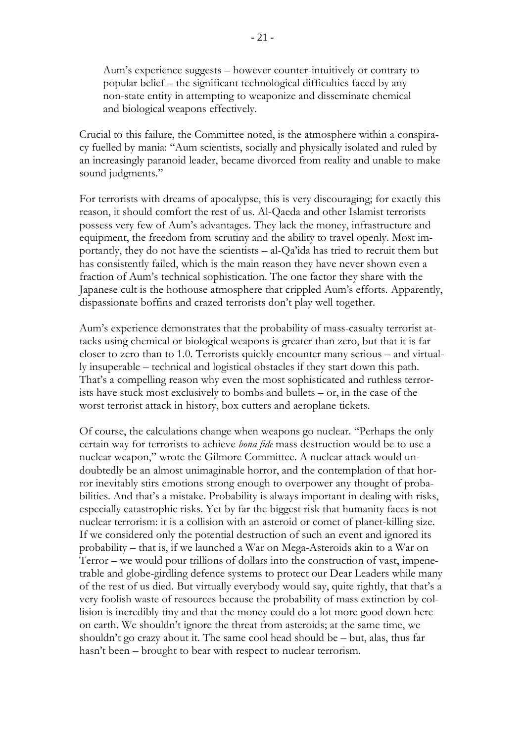> Aum's experience suggests – however counter-intuitively or contrary to popular belief – the significant technological difficulties faced by any non-state entity in attempting to weaponize and disseminate chemical and biological weapons effectively.

Crucial to this failure, the Committee noted, is the atmosphere within a conspiracy fuelled by mania: "Aum scientists, socially and physically isolated and ruled by an increasingly paranoid leader, became divorced from reality and unable to make sound judgments."

For terrorists with dreams of apocalypse, this is very discouraging; for exactly this reason, it should comfort the rest of us. Al-Qaeda and other Islamist terrorists possess very few of Aum's advantages. They lack the money, infrastructure and equipment, the freedom from scrutiny and the ability to travel openly. Most importantly, they do not have the scientists – al-Qa'ida has tried to recruit them but has consistently failed, which is the main reason they have never shown even a fraction of Aum's technical sophistication. The one factor they share with the Japanese cult is the hothouse atmosphere that crippled Aum's efforts. Apparently, dispassionate boffins and crazed terrorists don't play well together.

Aum's experience demonstrates that the probability of mass-casualty terrorist attacks using chemical or biological weapons is greater than zero, but that it is far closer to zero than to 1.0. Terrorists quickly encounter many serious – and virtually insuperable – technical and logistical obstacles if they start down this path. That's a compelling reason why even the most sophisticated and ruthless terrorists have stuck most exclusively to bombs and bullets – or, in the case of the worst terrorist attack in history, box cutters and aeroplane tickets.

Of course, the calculations change when weapons go nuclear. "Perhaps the only certain way for terrorists to achieve *bona fide* mass destruction would be to use a nuclear weapon," wrote the Gilmore Committee. A nuclear attack would undoubtedly be an almost unimaginable horror, and the contemplation of that horror inevitably stirs emotions strong enough to overpower any thought of probabilities. And that's a mistake. Probability is always important in dealing with risks, especially catastrophic risks. Yet by far the biggest risk that humanity faces is not nuclear terrorism: it is a collision with an asteroid or comet of planet-killing size. If we considered only the potential destruction of such an event and ignored its probability – that is, if we launched a War on Mega-Asteroids akin to a War on Terror – we would pour trillions of dollars into the construction of vast, impenetrable and globe-girdling defence systems to protect our Dear Leaders while many of the rest of us died. But virtually everybody would say, quite rightly, that that's a very foolish waste of resources because the probability of mass extinction by collision is incredibly tiny and that the money could do a lot more good down here on earth. We shouldn't ignore the threat from asteroids; at the same time, we shouldn't go crazy about it. The same cool head should be – but, alas, thus far hasn't been – brought to bear with respect to nuclear terrorism.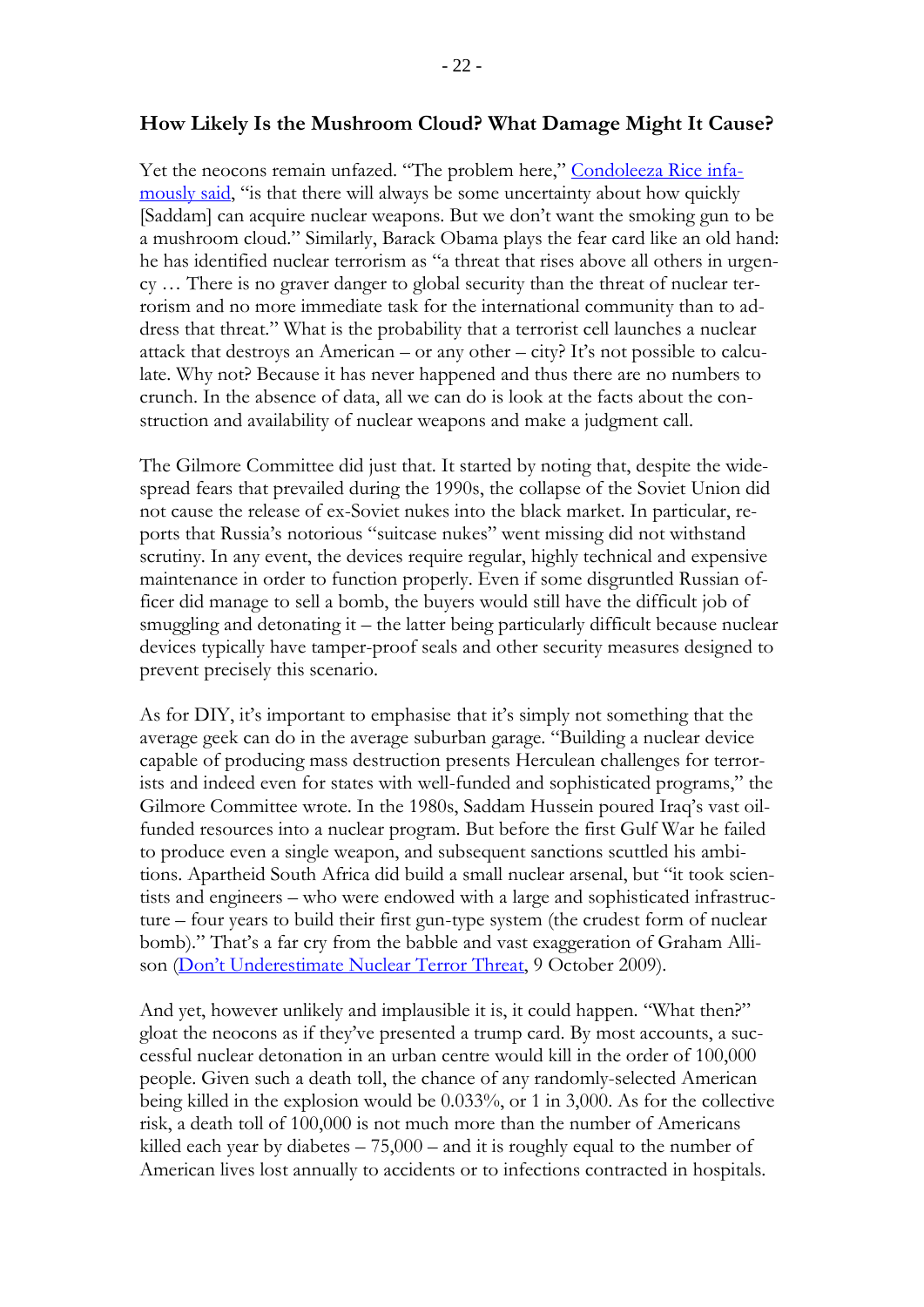### How Likely Is the Mushroom Cloud? What Damage Might It Cause?

Yet the neocons remain unfazed. "The problem here," [Condoleeza Rice infamously said](), "is that there will always be some uncertainty about how quickly [Saddam] can acquire nuclear weapons. But we don't want the smoking gun to be a mushroom cloud." Similarly, Barack Obama plays the fear card like an old hand: he has identified nuclear terrorism as "a threat that rises above all others in urgency … There is no graver danger to global security than the threat of nuclear terrorism and no more immediate task for the international community than to address that threat." What is the probability that a terrorist cell launches a nuclear attack that destroys an American – or any other – city? It's not possible to calculate. Why not? Because it has never happened and thus there are no numbers to crunch. In the absence of data, all we can do is look at the facts about the construction and availability of nuclear weapons and make a judgment call.

The Gilmore Committee did just that. It started by noting that, despite the widespread fears that prevailed during the 1990s, the collapse of the Soviet Union did not cause the release of ex-Soviet nukes into the black market. In particular, reports that Russia's notorious "suitcase nukes" went missing did not withstand scrutiny. In any event, the devices require regular, highly technical and expensive maintenance in order to function properly. Even if some disgruntled Russian officer did manage to sell a bomb, the buyers would still have the difficult job of smuggling and detonating it – the latter being particularly difficult because nuclear devices typically have tamper-proof seals and other security measures designed to prevent precisely this scenario.

As for DIY, it's important to emphasise that it's simply not something that the average geek can do in the average suburban garage. "Building a nuclear device capable of producing mass destruction presents Herculean challenges for terrorists and indeed even for states with well-funded and sophisticated programs," the Gilmore Committee wrote. In the 1980s, Saddam Hussein poured Iraq's vast oil-funded resources into a nuclear program. But before the first Gulf War he failed to produce even a single weapon, and subsequent sanctions scuttled his ambitions. Apartheid South Africa did build a small nuclear arsenal, but "it took scientists and engineers – who were endowed with a large and sophisticated infrastructure – four years to build their first gun-type system (the crudest form of nuclear bomb)." That's a far cry from the babble and vast exaggeration of Graham Allison ([Don't Underestimate Nuclear Terror Threat](), 9 October 2009).

And yet, however unlikely and implausible it is, it could happen. "What then?" gloat the neocons as if they've presented a trump card. By most accounts, a successful nuclear detonation in an urban centre would kill in the order of 100,000 people. Given such a death toll, the chance of any randomly-selected American being killed in the explosion would be 0.033%, or 1 in 3,000. As for the collective risk, a death toll of 100,000 is not much more than the number of Americans killed each year by diabetes – 75,000 – and it is roughly equal to the number of American lives lost annually to accidents or to infections contracted in hospitals.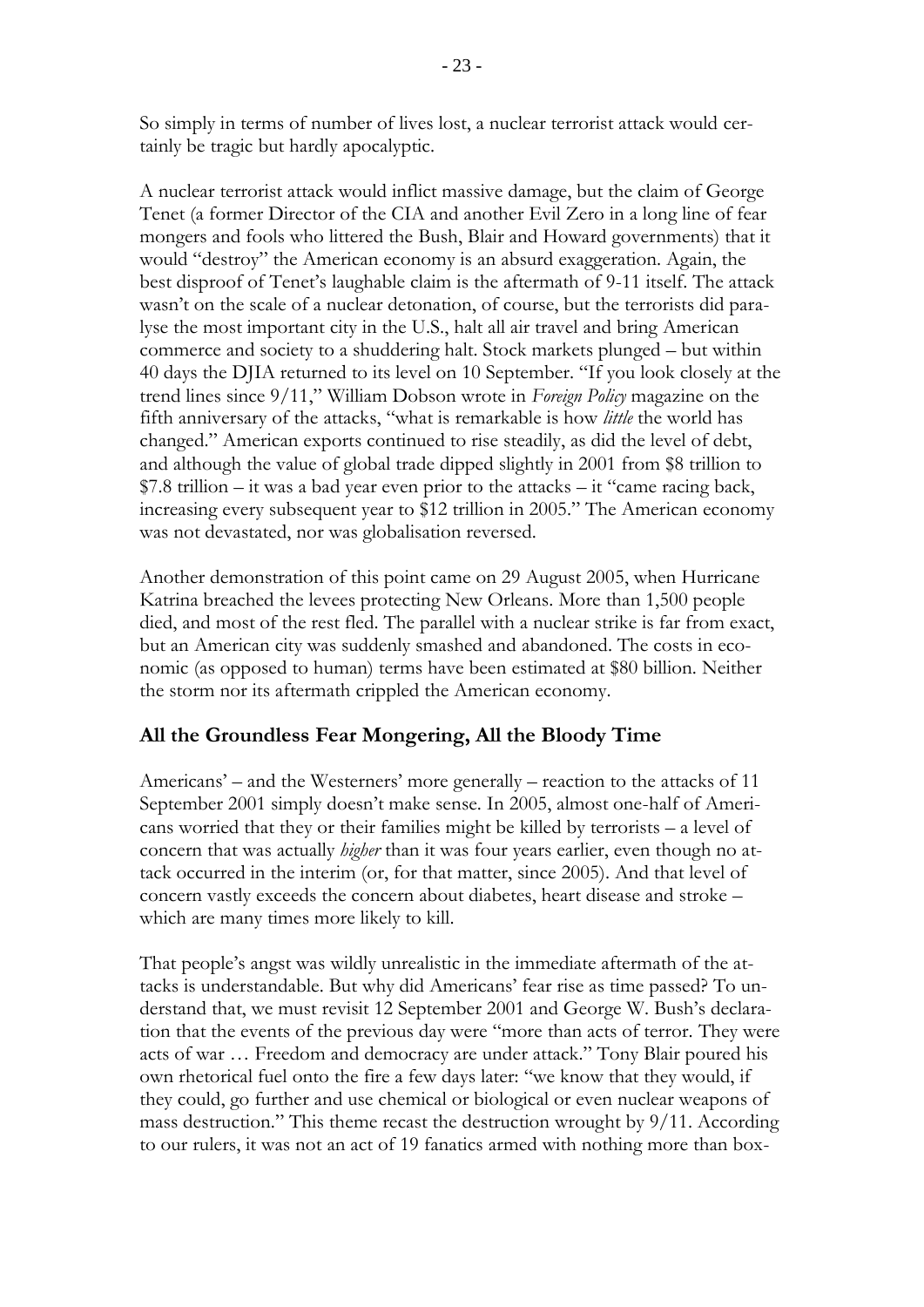So simply in terms of number of lives lost, a nuclear terrorist attack would certainly be tragic but hardly apocalyptic.

A nuclear terrorist attack would inflict massive damage, but the claim of George Tenet (a former Director of the CIA and another Evil Zero in a long line of fear mongers and fools who littered the Bush, Blair and Howard governments) that it would "destroy" the American economy is an absurd exaggeration. Again, the best disproof of Tenet's laughable claim is the aftermath of 9-11 itself. The attack wasn't on the scale of a nuclear detonation, of course, but the terrorists did paralyse the most important city in the U.S., halt all air travel and bring American commerce and society to a shuddering halt. Stock markets plunged – but within 40 days the DJIA returned to its level on 10 September. "If you look closely at the trend lines since 9/11," William Dobson wrote in *Foreign Policy* magazine on the fifth anniversary of the attacks, "what is remarkable is how *little* the world has changed." American exports continued to rise steadily, as did the level of debt, and although the value of global trade dipped slightly in 2001 from $8 trillion to $7.8 trillion – it was a bad year even prior to the attacks – it "came racing back, increasing every subsequent year to $12 trillion in 2005." The American economy was not devastated, nor was globalisation reversed.

Another demonstration of this point came on 29 August 2005, when Hurricane Katrina breached the levees protecting New Orleans. More than 1,500 people died, and most of the rest fled. The parallel with a nuclear strike is far from exact, but an American city was suddenly smashed and abandoned. The costs in economic (as opposed to human) terms have been estimated at $80 billion. Neither the storm nor its aftermath crippled the American economy.

## All the Groundless Fear Mongering, All the Bloody Time

Americans' – and the Westerners' more generally – reaction to the attacks of 11 September 2001 simply doesn't make sense. In 2005, almost one-half of Americans worried that they or their families might be killed by terrorists – a level of concern that was actually *higher* than it was four years earlier, even though no attack occurred in the interim (or, for that matter, since 2005). And that level of concern vastly exceeds the concern about diabetes, heart disease and stroke – which are many times more likely to kill.

That people's angst was wildly unrealistic in the immediate aftermath of the attacks is understandable. But why did Americans' fear rise as time passed? To understand that, we must revisit 12 September 2001 and George W. Bush's declaration that the events of the previous day were "more than acts of terror. They were acts of war … Freedom and democracy are under attack." Tony Blair poured his own rhetorical fuel onto the fire a few days later: "we know that they would, if they could, go further and use chemical or biological or even nuclear weapons of mass destruction." This theme recast the destruction wrought by 9/11. According to our rulers, it was not an act of 19 fanatics armed with nothing more than box-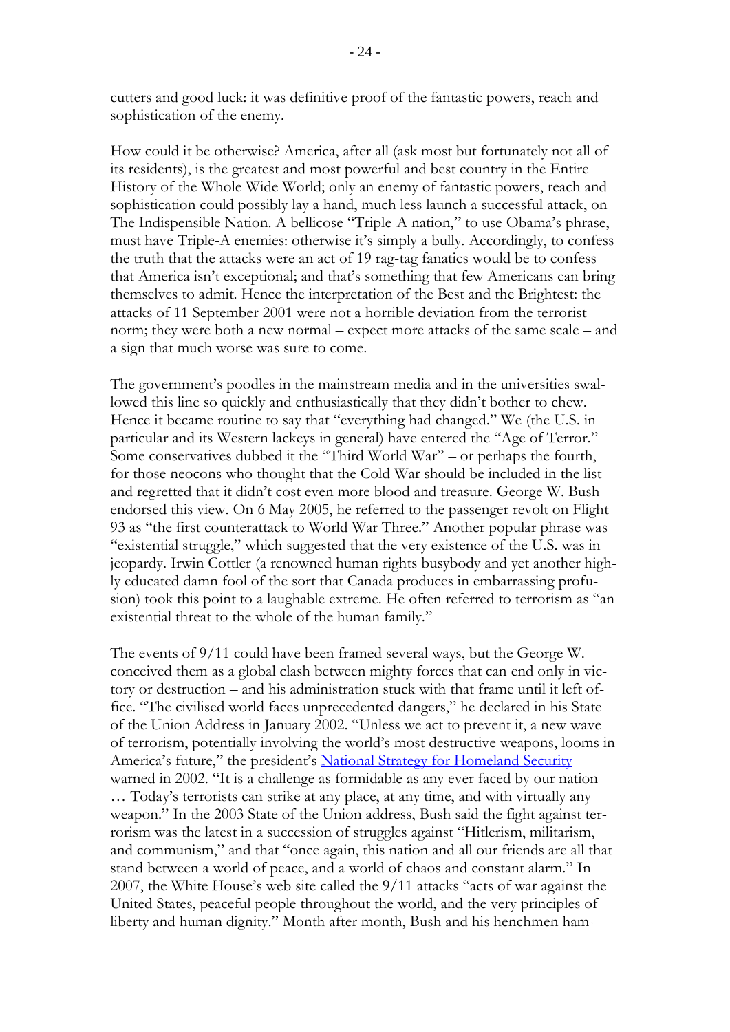cutters and good luck: it was definitive proof of the fantastic powers, reach and sophistication of the enemy.

How could it be otherwise? America, after all (ask most but fortunately not all of its residents), is the greatest and most powerful and best country in the Entire History of the Whole Wide World; only an enemy of fantastic powers, reach and sophistication could possibly lay a hand, much less launch a successful attack, on The Indispensible Nation. A bellicose "Triple-A nation," to use Obama's phrase, must have Triple-A enemies: otherwise it's simply a bully. Accordingly, to confess the truth that the attacks were an act of 19 rag-tag fanatics would be to confess that America isn't exceptional; and that's something that few Americans can bring themselves to admit. Hence the interpretation of the Best and the Brightest: the attacks of 11 September 2001 were not a horrible deviation from the terrorist norm; they were both a new normal – expect more attacks of the same scale – and a sign that much worse was sure to come.

The government's poodles in the mainstream media and in the universities swallowed this line so quickly and enthusiastically that they didn't bother to chew. Hence it became routine to say that "everything had changed." We (the U.S. in particular and its Western lackeys in general) have entered the "Age of Terror." Some conservatives dubbed it the "Third World War" – or perhaps the fourth, for those neocons who thought that the Cold War should be included in the list and regretted that it didn't cost even more blood and treasure. George W. Bush endorsed this view. On 6 May 2005, he referred to the passenger revolt on Flight 93 as "the first counterattack to World War Three." Another popular phrase was "existential struggle," which suggested that the very existence of the U.S. was in jeopardy. Irwin Cottler (a renowned human rights busybody and yet another highly educated damn fool of the sort that Canada produces in embarrassing profusion) took this point to a laughable extreme. He often referred to terrorism as "an existential threat to the whole of the human family."

The events of 9/11 could have been framed several ways, but the George W. conceived them as a global clash between mighty forces that can end only in victory or destruction – and his administration stuck with that frame until it left office. "The civilised world faces unprecedented dangers," he declared in his State of the Union Address in January 2002. "Unless we act to prevent it, a new wave of terrorism, potentially involving the world's most destructive weapons, looms in America's future," the president's National Strategy for Homeland Security warned in 2002. "It is a challenge as formidable as any ever faced by our nation … Today's terrorists can strike at any place, at any time, and with virtually any weapon." In the 2003 State of the Union address, Bush said the fight against terrorism was the latest in a succession of struggles against "Hitlerism, militarism, and communism," and that "once again, this nation and all our friends are all that stand between a world of peace, and a world of chaos and constant alarm." In 2007, the White House's web site called the 9/11 attacks "acts of war against the United States, peaceful people throughout the world, and the very principles of liberty and human dignity." Month after month, Bush and his henchmen ham-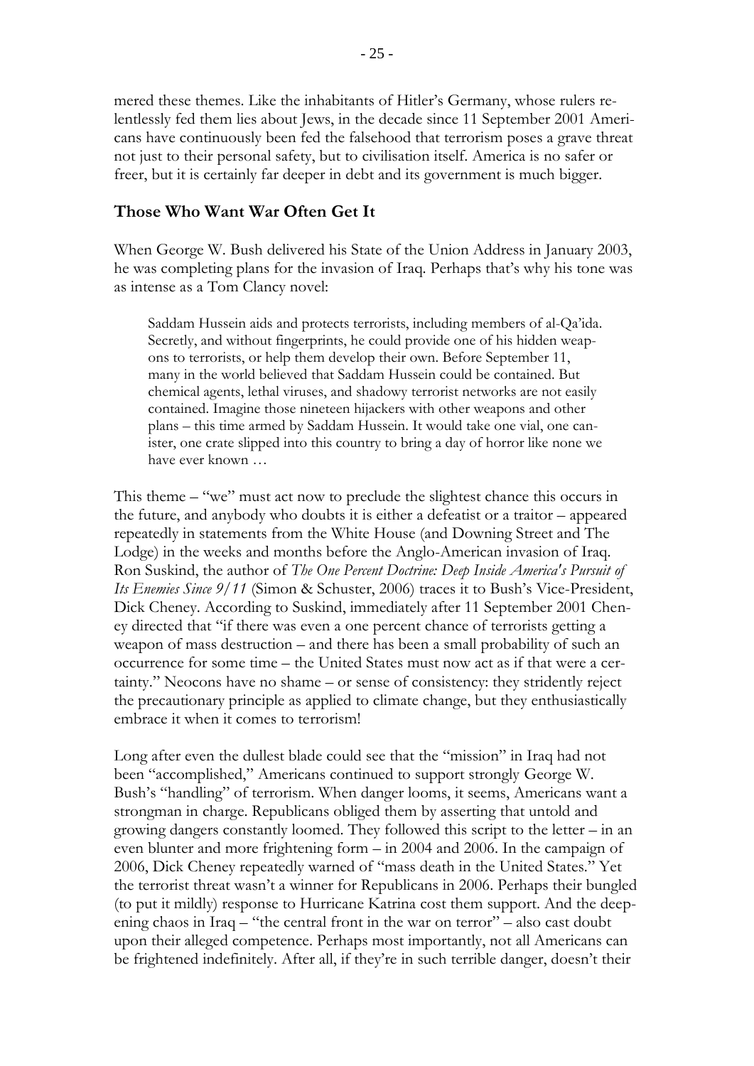mered these themes. Like the inhabitants of Hitler's Germany, whose rulers relentlessly fed them lies about Jews, in the decade since 11 September 2001 Americans have continuously been fed the falsehood that terrorism poses a grave threat not just to their personal safety, but to civilisation itself. America is no safer or freer, but it is certainly far deeper in debt and its government is much bigger.

## Those Who Want War Often Get It

When George W. Bush delivered his State of the Union Address in January 2003, he was completing plans for the invasion of Iraq. Perhaps that's why his tone was as intense as a Tom Clancy novel:

> Saddam Hussein aids and protects terrorists, including members of al-Qa'ida. Secretly, and without fingerprints, he could provide one of his hidden weapons to terrorists, or help them develop their own. Before September 11, many in the world believed that Saddam Hussein could be contained. But chemical agents, lethal viruses, and shadowy terrorist networks are not easily contained. Imagine those nineteen hijackers with other weapons and other plans – this time armed by Saddam Hussein. It would take one vial, one canister, one crate slipped into this country to bring a day of horror like none we have ever known …

This theme – "we" must act now to preclude the slightest chance this occurs in the future, and anybody who doubts it is either a defeatist or a traitor – appeared repeatedly in statements from the White House (and Downing Street and The Lodge) in the weeks and months before the Anglo-American invasion of Iraq. Ron Suskind, the author of *The One Percent Doctrine: Deep Inside America's Pursuit of Its Enemies Since 9/11* (Simon & Schuster, 2006) traces it to Bush's Vice-President, Dick Cheney. According to Suskind, immediately after 11 September 2001 Cheney directed that "if there was even a one percent chance of terrorists getting a weapon of mass destruction – and there has been a small probability of such an occurrence for some time – the United States must now act as if that were a certainty." Neocons have no shame – or sense of consistency: they stridently reject the precautionary principle as applied to climate change, but they enthusiastically embrace it when it comes to terrorism!

Long after even the dullest blade could see that the "mission" in Iraq had not been "accomplished," Americans continued to support strongly George W. Bush's "handling" of terrorism. When danger looms, it seems, Americans want a strongman in charge. Republicans obliged them by asserting that untold and growing dangers constantly loomed. They followed this script to the letter – in an even blunter and more frightening form – in 2004 and 2006. In the campaign of 2006, Dick Cheney repeatedly warned of "mass death in the United States." Yet the terrorist threat wasn't a winner for Republicans in 2006. Perhaps their bungled (to put it mildly) response to Hurricane Katrina cost them support. And the deepening chaos in Iraq – "the central front in the war on terror" – also cast doubt upon their alleged competence. Perhaps most importantly, not all Americans can be frightened indefinitely. After all, if they're in such terrible danger, doesn't their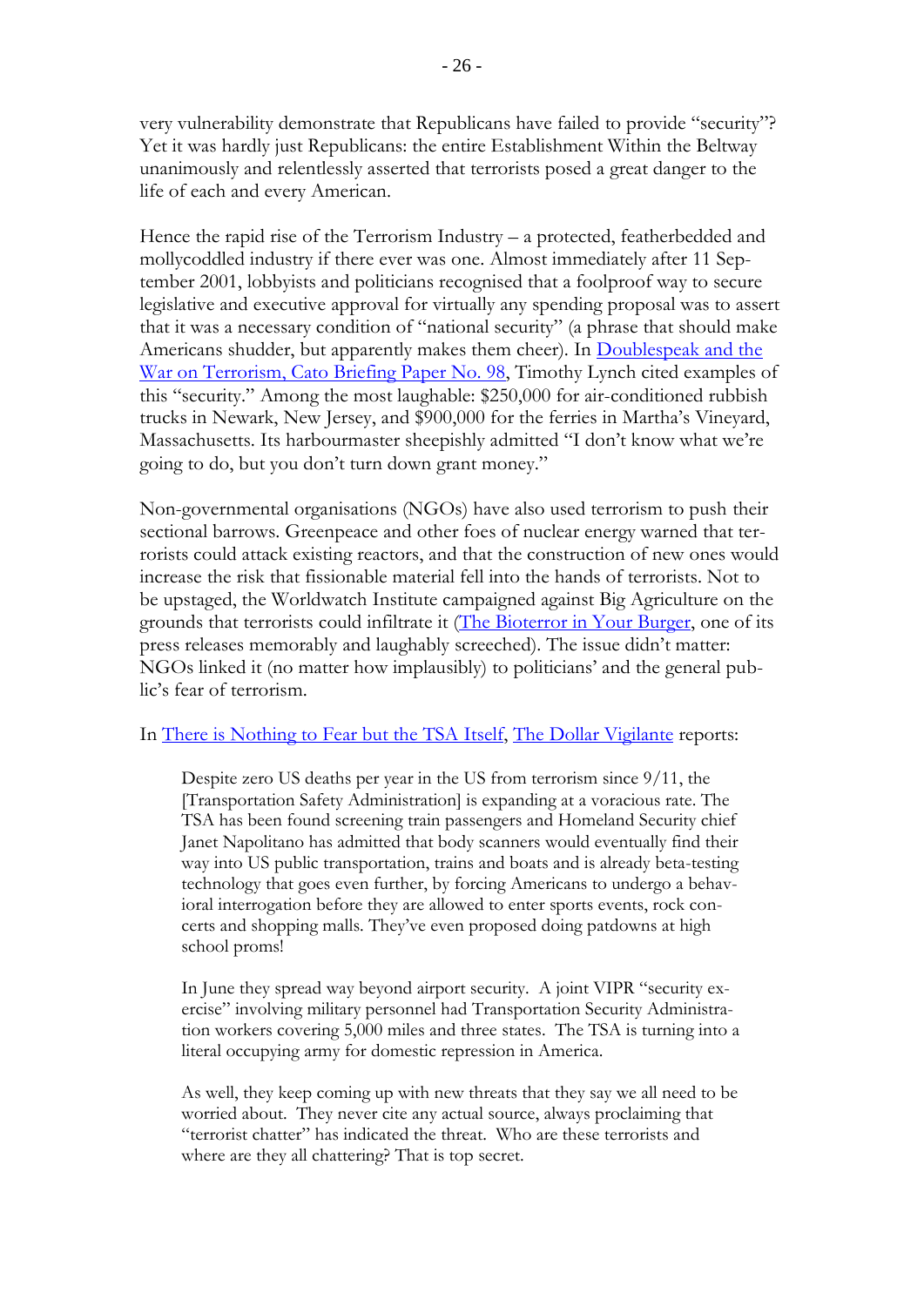very vulnerability demonstrate that Republicans have failed to provide "security"? Yet it was hardly just Republicans: the entire Establishment Within the Beltway unanimously and relentlessly asserted that terrorists posed a great danger to the life of each and every American.

Hence the rapid rise of the Terrorism Industry – a protected, featherbedded and mollycoddled industry if there ever was one. Almost immediately after 11 September 2001, lobbyists and politicians recognised that a foolproof way to secure legislative and executive approval for virtually any spending proposal was to assert that it was a necessary condition of "national security" (a phrase that should make Americans shudder, but apparently makes them cheer). In Doublespeak and the War on Terrorism, Cato Briefing Paper No. 98, Timothy Lynch cited examples of this "security." Among the most laughable: $250,000 for air-conditioned rubbish trucks in Newark, New Jersey, and $900,000 for the ferries in Martha's Vineyard, Massachusetts. Its harbourmaster sheepishly admitted "I don't know what we're going to do, but you don't turn down grant money."

Non-governmental organisations (NGOs) have also used terrorism to push their sectional barrows. Greenpeace and other foes of nuclear energy warned that terrorists could attack existing reactors, and that the construction of new ones would increase the risk that fissionable material fell into the hands of terrorists. Not to be upstaged, the Worldwatch Institute campaigned against Big Agriculture on the grounds that terrorists could infiltrate it (The Bioterror in Your Burger, one of its press releases memorably and laughably screeched). The issue didn't matter: NGOs linked it (no matter how implausibly) to politicians' and the general public's fear of terrorism.

In There is Nothing to Fear but the TSA Itself, The Dollar Vigilante reports:

> Despite zero US deaths per year in the US from terrorism since 9/11, the [Transportation Safety Administration] is expanding at a voracious rate. The TSA has been found screening train passengers and Homeland Security chief Janet Napolitano has admitted that body scanners would eventually find their way into US public transportation, trains and boats and is already beta-testing technology that goes even further, by forcing Americans to undergo a behavioral interrogation before they are allowed to enter sports events, rock concerts and shopping malls. They've even proposed doing patdowns at high school proms!
>
> In June they spread way beyond airport security. A joint VIPR "security exercise" involving military personnel had Transportation Security Administration workers covering 5,000 miles and three states. The TSA is turning into a literal occupying army for domestic repression in America.
>
> As well, they keep coming up with new threats that they say we all need to be worried about. They never cite any actual source, always proclaiming that "terrorist chatter" has indicated the threat. Who are these terrorists and where are they all chattering? That is top secret.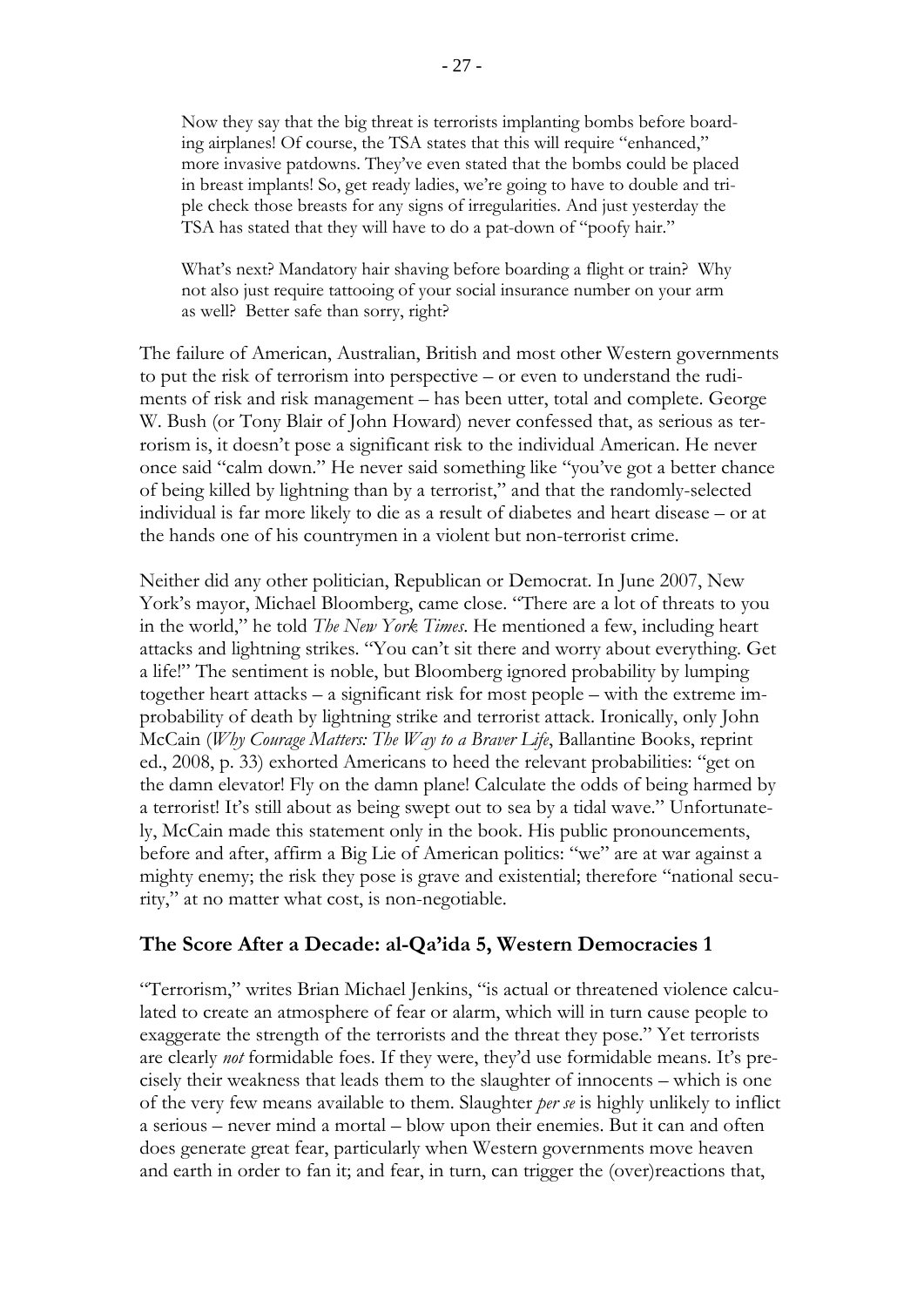> Now they say that the big threat is terrorists implanting bombs before boarding airplanes! Of course, the TSA states that this will require "enhanced," more invasive patdowns. They've even stated that the bombs could be placed in breast implants! So, get ready ladies, we're going to have to double and triple check those breasts for any signs of irregularities. And just yesterday the TSA has stated that they will have to do a pat-down of "poofy hair."
>
> What's next? Mandatory hair shaving before boarding a flight or train? Why not also just require tattooing of your social insurance number on your arm as well? Better safe than sorry, right?

The failure of American, Australian, British and most other Western governments to put the risk of terrorism into perspective – or even to understand the rudiments of risk and risk management – has been utter, total and complete. George W. Bush (or Tony Blair of John Howard) never confessed that, as serious as terrorism is, it doesn't pose a significant risk to the individual American. He never once said "calm down." He never said something like "you've got a better chance of being killed by lightning than by a terrorist," and that the randomly-selected individual is far more likely to die as a result of diabetes and heart disease – or at the hands one of his countrymen in a violent but non-terrorist crime.

Neither did any other politician, Republican or Democrat. In June 2007, New York's mayor, Michael Bloomberg, came close. "There are a lot of threats to you in the world," he told *The New York Times*. He mentioned a few, including heart attacks and lightning strikes. "You can't sit there and worry about everything. Get a life!" The sentiment is noble, but Bloomberg ignored probability by lumping together heart attacks – a significant risk for most people – with the extreme improbability of death by lightning strike and terrorist attack. Ironically, only John McCain (*Why Courage Matters: The Way to a Braver Life*, Ballantine Books, reprint ed., 2008, p. 33) exhorted Americans to heed the relevant probabilities: "get on the damn elevator! Fly on the damn plane! Calculate the odds of being harmed by a terrorist! It's still about as being swept out to sea by a tidal wave." Unfortunately, McCain made this statement only in the book. His public pronouncements, before and after, affirm a Big Lie of American politics: "we" are at war against a mighty enemy; the risk they pose is grave and existential; therefore "national security," at no matter what cost, is non-negotiable.

## The Score After a Decade: al-Qa'ida 5, Western Democracies 1

"Terrorism," writes Brian Michael Jenkins, "is actual or threatened violence calculated to create an atmosphere of fear or alarm, which will in turn cause people to exaggerate the strength of the terrorists and the threat they pose." Yet terrorists are clearly *not* formidable foes. If they were, they'd use formidable means. It's precisely their weakness that leads them to the slaughter of innocents – which is one of the very few means available to them. Slaughter *per se* is highly unlikely to inflict a serious – never mind a mortal – blow upon their enemies. But it can and often does generate great fear, particularly when Western governments move heaven and earth in order to fan it; and fear, in turn, can trigger the (over)reactions that,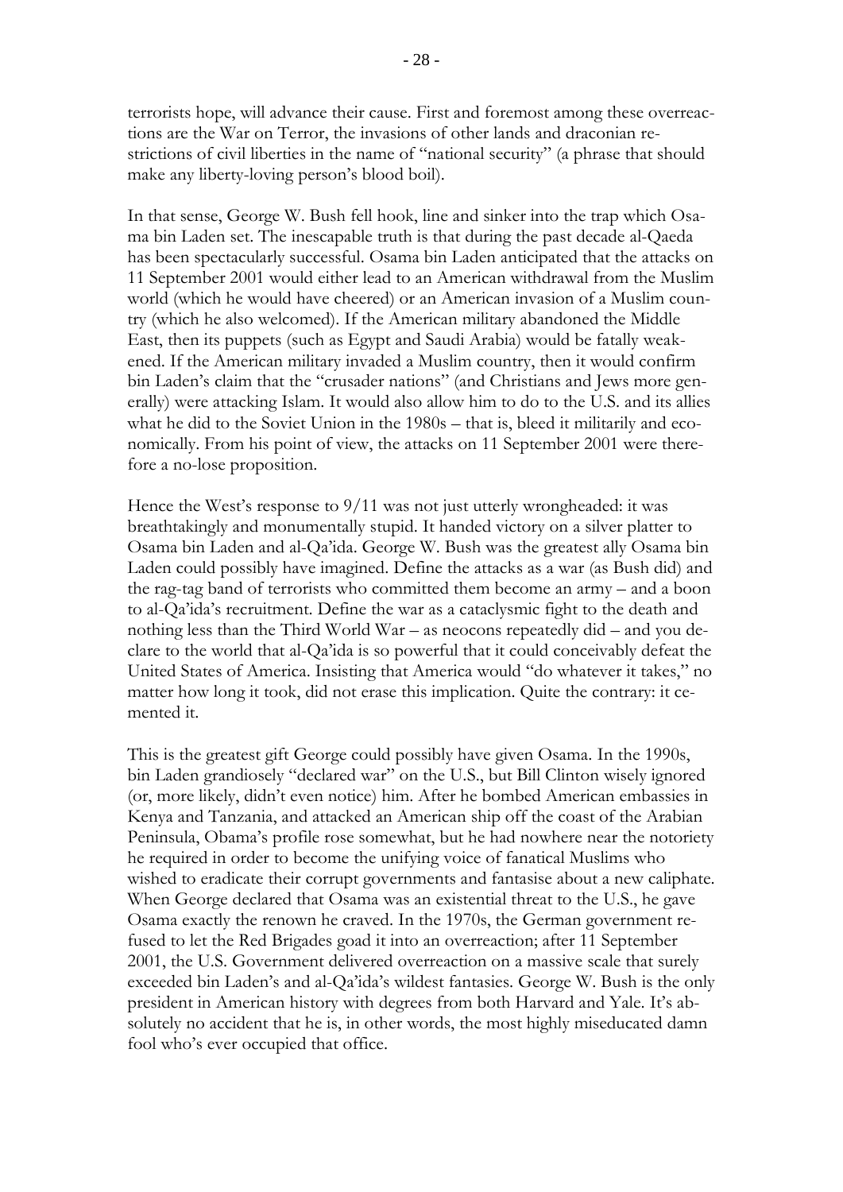terrorists hope, will advance their cause. First and foremost among these overreactions are the War on Terror, the invasions of other lands and draconian restrictions of civil liberties in the name of "national security" (a phrase that should make any liberty-loving person's blood boil).

In that sense, George W. Bush fell hook, line and sinker into the trap which Osama bin Laden set. The inescapable truth is that during the past decade al-Qaeda has been spectacularly successful. Osama bin Laden anticipated that the attacks on 11 September 2001 would either lead to an American withdrawal from the Muslim world (which he would have cheered) or an American invasion of a Muslim country (which he also welcomed). If the American military abandoned the Middle East, then its puppets (such as Egypt and Saudi Arabia) would be fatally weakened. If the American military invaded a Muslim country, then it would confirm bin Laden's claim that the "crusader nations" (and Christians and Jews more generally) were attacking Islam. It would also allow him to do to the U.S. and its allies what he did to the Soviet Union in the 1980s – that is, bleed it militarily and economically. From his point of view, the attacks on 11 September 2001 were therefore a no-lose proposition.

Hence the West's response to 9/11 was not just utterly wrongheaded: it was breathtakingly and monumentally stupid. It handed victory on a silver platter to Osama bin Laden and al-Qa'ida. George W. Bush was the greatest ally Osama bin Laden could possibly have imagined. Define the attacks as a war (as Bush did) and the rag-tag band of terrorists who committed them become an army – and a boon to al-Qa'ida's recruitment. Define the war as a cataclysmic fight to the death and nothing less than the Third World War – as neocons repeatedly did – and you declare to the world that al-Qa'ida is so powerful that it could conceivably defeat the United States of America. Insisting that America would "do whatever it takes," no matter how long it took, did not erase this implication. Quite the contrary: it cemented it.

This is the greatest gift George could possibly have given Osama. In the 1990s, bin Laden grandiosely "declared war" on the U.S., but Bill Clinton wisely ignored (or, more likely, didn't even notice) him. After he bombed American embassies in Kenya and Tanzania, and attacked an American ship off the coast of the Arabian Peninsula, Obama's profile rose somewhat, but he had nowhere near the notoriety he required in order to become the unifying voice of fanatical Muslims who wished to eradicate their corrupt governments and fantasise about a new caliphate. When George declared that Osama was an existential threat to the U.S., he gave Osama exactly the renown he craved. In the 1970s, the German government refused to let the Red Brigades goad it into an overreaction; after 11 September 2001, the U.S. Government delivered overreaction on a massive scale that surely exceeded bin Laden's and al-Qa'ida's wildest fantasies. George W. Bush is the only president in American history with degrees from both Harvard and Yale. It's absolutely no accident that he is, in other words, the most highly miseducated damn fool who's ever occupied that office.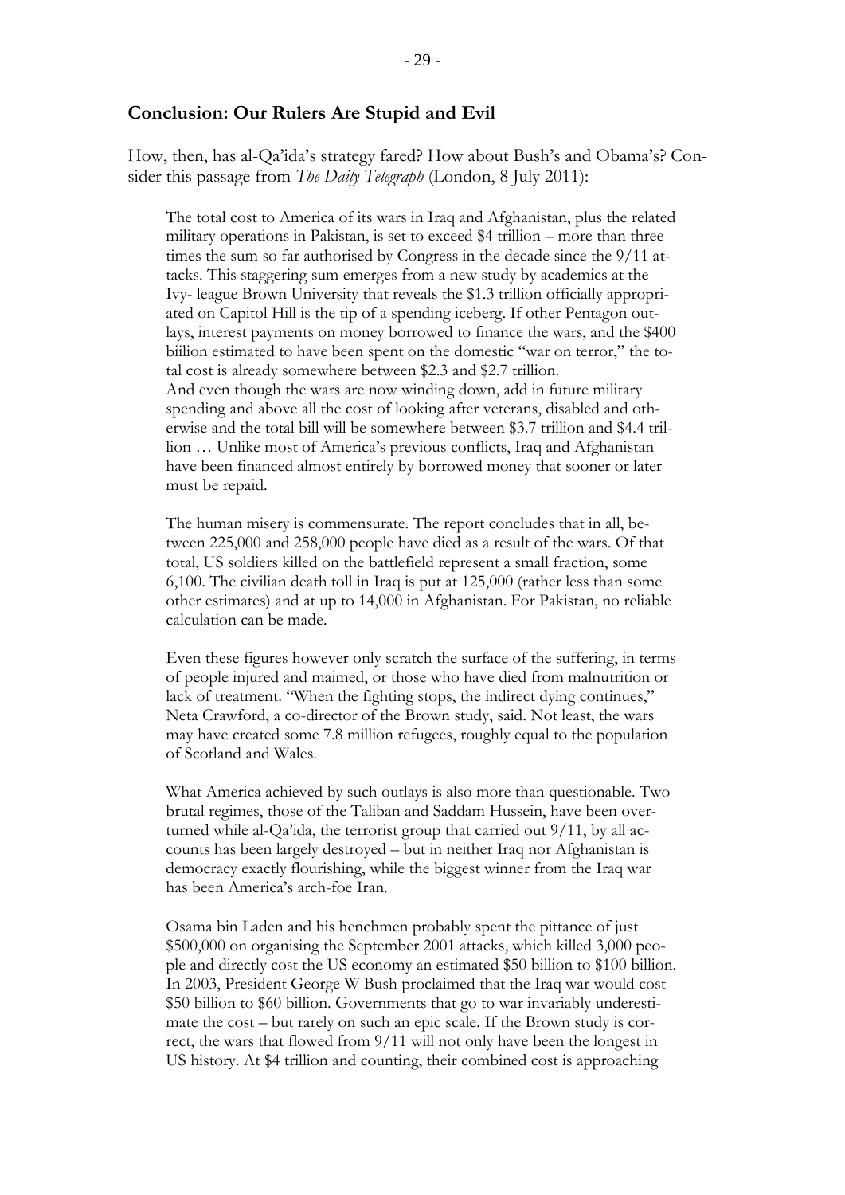## Conclusion: Our Rulers Are Stupid and Evil

How, then, has al-Qa'ida's strategy fared? How about Bush's and Obama's? Consider this passage from *The Daily Telegraph* (London, 8 July 2011):

> The total cost to America of its wars in Iraq and Afghanistan, plus the related military operations in Pakistan, is set to exceed $4 trillion – more than three times the sum so far authorised by Congress in the decade since the 9/11 attacks. This staggering sum emerges from a new study by academics at the Ivy- league Brown University that reveals the $1.3 trillion officially appropriated on Capitol Hill is the tip of a spending iceberg. If other Pentagon outlays, interest payments on money borrowed to finance the wars, and the $400 biilion estimated to have been spent on the domestic "war on terror," the total cost is already somewhere between $2.3 and $2.7 trillion.
> And even though the wars are now winding down, add in future military spending and above all the cost of looking after veterans, disabled and otherwise and the total bill will be somewhere between $3.7 trillion and $4.4 trillion … Unlike most of America's previous conflicts, Iraq and Afghanistan have been financed almost entirely by borrowed money that sooner or later must be repaid.
>
> The human misery is commensurate. The report concludes that in all, between 225,000 and 258,000 people have died as a result of the wars. Of that total, US soldiers killed on the battlefield represent a small fraction, some 6,100. The civilian death toll in Iraq is put at 125,000 (rather less than some other estimates) and at up to 14,000 in Afghanistan. For Pakistan, no reliable calculation can be made.
>
> Even these figures however only scratch the surface of the suffering, in terms of people injured and maimed, or those who have died from malnutrition or lack of treatment. "When the fighting stops, the indirect dying continues," Neta Crawford, a co-director of the Brown study, said. Not least, the wars may have created some 7.8 million refugees, roughly equal to the population of Scotland and Wales.
>
> What America achieved by such outlays is also more than questionable. Two brutal regimes, those of the Taliban and Saddam Hussein, have been overturned while al-Qa'ida, the terrorist group that carried out 9/11, by all accounts has been largely destroyed – but in neither Iraq nor Afghanistan is democracy exactly flourishing, while the biggest winner from the Iraq war has been America's arch-foe Iran.
>
> Osama bin Laden and his henchmen probably spent the pittance of just $500,000 on organising the September 2001 attacks, which killed 3,000 people and directly cost the US economy an estimated $50 billion to $100 billion. In 2003, President George W Bush proclaimed that the Iraq war would cost $50 billion to $60 billion. Governments that go to war invariably underestimate the cost – but rarely on such an epic scale. If the Brown study is correct, the wars that flowed from 9/11 will not only have been the longest in US history. At $4 trillion and counting, their combined cost is approaching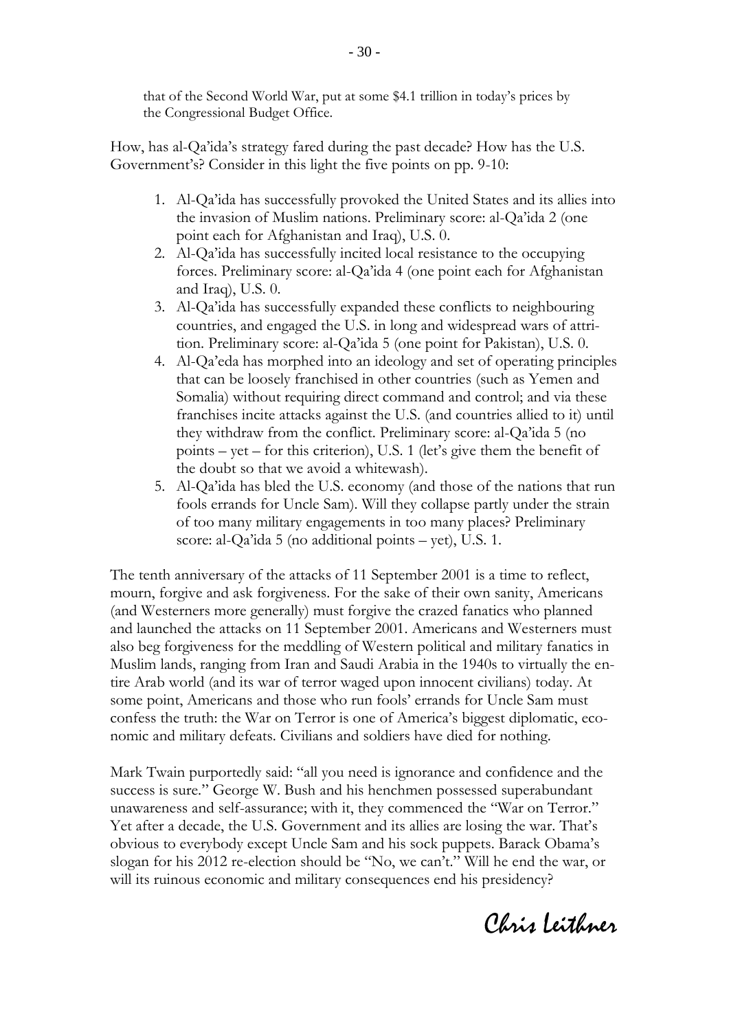that of the Second World War, put at some $4.1 trillion in today's prices by the Congressional Budget Office.

How, has al-Qa'ida's strategy fared during the past decade? How has the U.S. Government's? Consider in this light the five points on pp. 9-10:

1. Al-Qa'ida has successfully provoked the United States and its allies into the invasion of Muslim nations. Preliminary score: al-Qa'ida 2 (one point each for Afghanistan and Iraq), U.S. 0.
2. Al-Qa'ida has successfully incited local resistance to the occupying forces. Preliminary score: al-Qa'ida 4 (one point each for Afghanistan and Iraq), U.S. 0.
3. Al-Qa'ida has successfully expanded these conflicts to neighbouring countries, and engaged the U.S. in long and widespread wars of attrition. Preliminary score: al-Qa'ida 5 (one point for Pakistan), U.S. 0.
4. Al-Qa'eda has morphed into an ideology and set of operating principles that can be loosely franchised in other countries (such as Yemen and Somalia) without requiring direct command and control; and via these franchises incite attacks against the U.S. (and countries allied to it) until they withdraw from the conflict. Preliminary score: al-Qa'ida 5 (no points – yet – for this criterion), U.S. 1 (let's give them the benefit of the doubt so that we avoid a whitewash).
5. Al-Qa'ida has bled the U.S. economy (and those of the nations that run fools errands for Uncle Sam). Will they collapse partly under the strain of too many military engagements in too many places? Preliminary score: al-Qa'ida 5 (no additional points – yet), U.S. 1.

The tenth anniversary of the attacks of 11 September 2001 is a time to reflect, mourn, forgive and ask forgiveness. For the sake of their own sanity, Americans (and Westerners more generally) must forgive the crazed fanatics who planned and launched the attacks on 11 September 2001. Americans and Westerners must also beg forgiveness for the meddling of Western political and military fanatics in Muslim lands, ranging from Iran and Saudi Arabia in the 1940s to virtually the entire Arab world (and its war of terror waged upon innocent civilians) today. At some point, Americans and those who run fools' errands for Uncle Sam must confess the truth: the War on Terror is one of America's biggest diplomatic, economic and military defeats. Civilians and soldiers have died for nothing.

Mark Twain purportedly said: "all you need is ignorance and confidence and the success is sure." George W. Bush and his henchmen possessed superabundant unawareness and self-assurance; with it, they commenced the "War on Terror." Yet after a decade, the U.S. Government and its allies are losing the war. That's obvious to everybody except Uncle Sam and his sock puppets. Barack Obama's slogan for his 2012 re-election should be "No, we can't." Will he end the war, or will its ruinous economic and military consequences end his presidency?

*Chris Leithner*